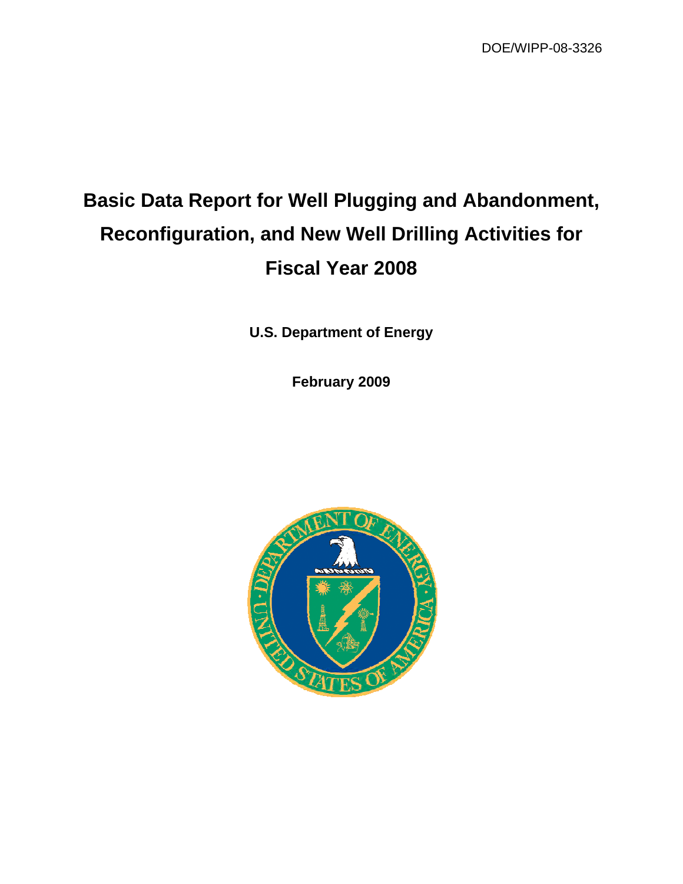DOE/WIPP-08-3326

# Basic Data Report for Well Plugging and Abandonment, Reconfiguration, and New Well Drilling Activities for Fiscal Year 2008

**U.S. Department of Energy**

**February 2009**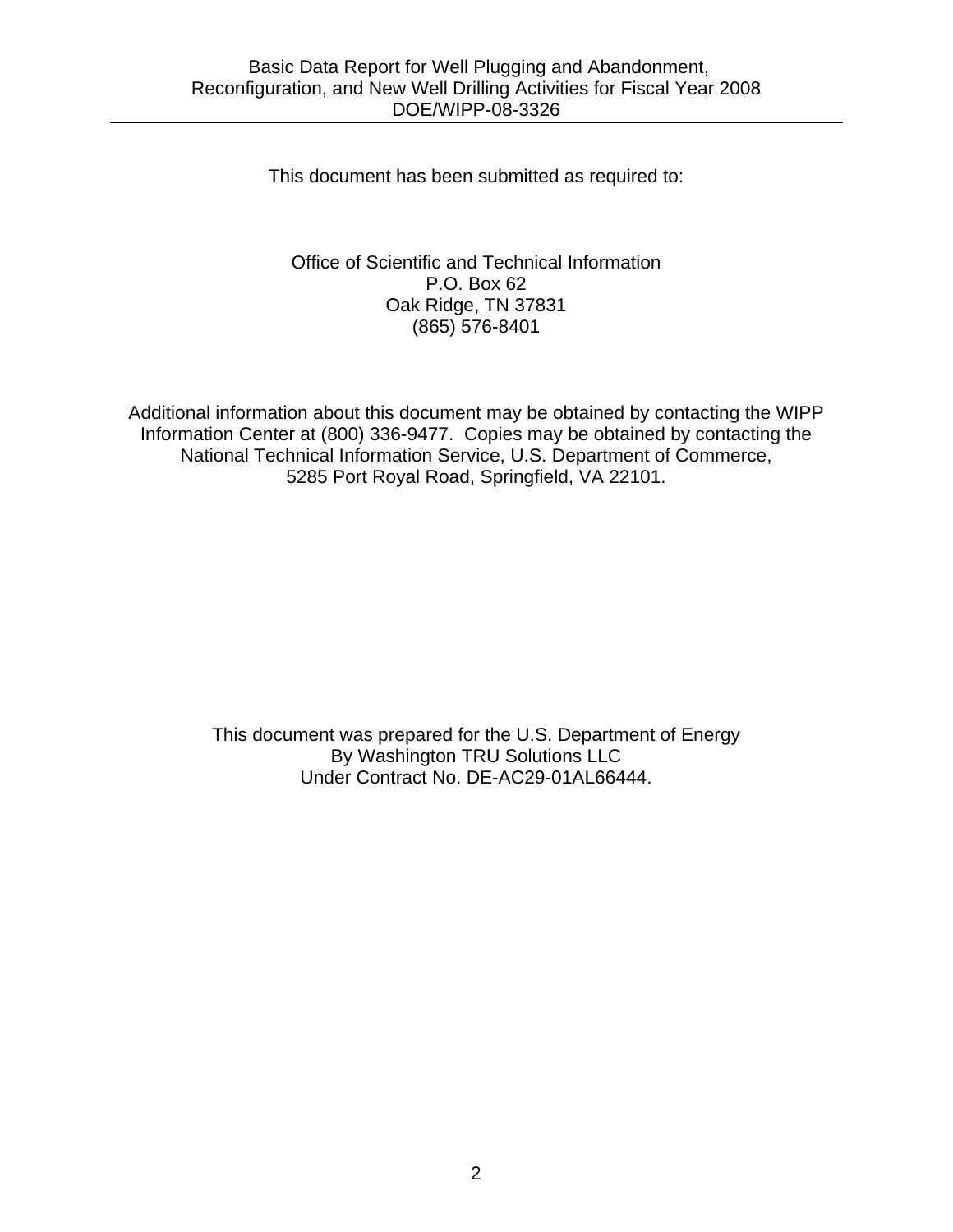This document has been submitted as required to:

Office of Scientific and Technical Information  
P.O. Box 62  
Oak Ridge, TN 37831  
(865) 576-8401

Additional information about this document may be obtained by contacting the WIPP Information Center at (800) 336-9477. Copies may be obtained by contacting the National Technical Information Service, U.S. Department of Commerce, 5285 Port Royal Road, Springfield, VA 22101.

This document was prepared for the U.S. Department of Energy  
By Washington TRU Solutions LLC  
Under Contract No. DE-AC29-01AL66444.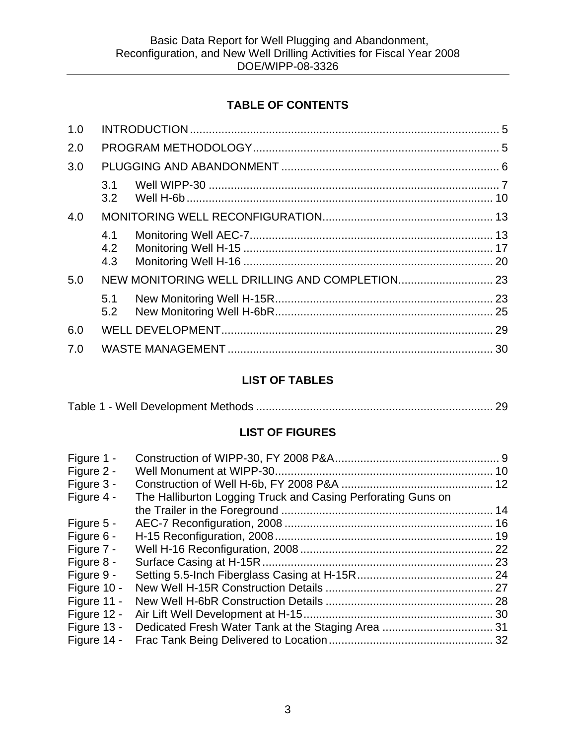## TABLE OF CONTENTS

| | | |
|---|---|---|
| 1.0 | INTRODUCTION | 5 |
| 2.0 | PROGRAM METHODOLOGY | 5 |
| 3.0 | PLUGGING AND ABANDONMENT | 6 |
| 3.1 | Well WIPP-30 | 7 |
| 3.2 | Well H-6b | 10 |
| 4.0 | MONITORING WELL RECONFIGURATION | 13 |
| 4.1 | Monitoring Well AEC-7 | 13 |
| 4.2 | Monitoring Well H-15 | 17 |
| 4.3 | Monitoring Well H-16 | 20 |
| 5.0 | NEW MONITORING WELL DRILLING AND COMPLETION | 23 |
| 5.1 | New Monitoring Well H-15R | 23 |
| 5.2 | New Monitoring Well H-6bR | 25 |
| 6.0 | WELL DEVELOPMENT | 29 |
| 7.0 | WASTE MANAGEMENT | 30 |

## LIST OF TABLES

| | |
|---|---|
| Table 1 - Well Development Methods | 29 |

## LIST OF FIGURES

| | | |
|---|---|---|
| Figure 1 - | Construction of WIPP-30, FY 2008 P&A | 9 |
| Figure 2 - | Well Monument at WIPP-30 | 10 |
| Figure 3 - | Construction of Well H-6b, FY 2008 P&A | 12 |
| Figure 4 - | The Halliburton Logging Truck and Casing Perforating Guns on the Trailer in the Foreground | 14 |
| Figure 5 - | AEC-7 Reconfiguration, 2008 | 16 |
| Figure 6 - | H-15 Reconfiguration, 2008 | 19 |
| Figure 7 - | Well H-16 Reconfiguration, 2008 | 22 |
| Figure 8 - | Surface Casing at H-15R | 23 |
| Figure 9 - | Setting 5.5-Inch Fiberglass Casing at H-15R | 24 |
| Figure 10 - | New Well H-15R Construction Details | 27 |
| Figure 11 - | New Well H-6bR Construction Details | 28 |
| Figure 12 - | Air Lift Well Development at H-15 | 30 |
| Figure 13 - | Dedicated Fresh Water Tank at the Staging Area | 31 |
| Figure 14 - | Frac Tank Being Delivered to Location | 32 |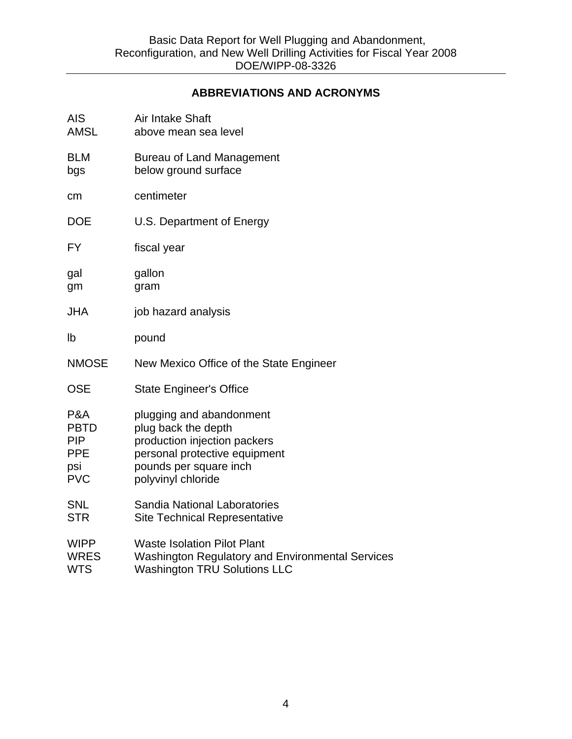## ABBREVIATIONS AND ACRONYMS

| | |
|---|---|
| AIS | Air Intake Shaft |
| AMSL | above mean sea level |
| BLM | Bureau of Land Management |
| bgs | below ground surface |
| cm | centimeter |
| DOE | U.S. Department of Energy |
| FY | fiscal year |
| gal | gallon |
| gm | gram |
| JHA | job hazard analysis |
| lb | pound |
| NMOSE | New Mexico Office of the State Engineer |
| OSE | State Engineer's Office |
| P&A | plugging and abandonment |
| PBTD | plug back the depth |
| PIP | production injection packers |
| PPE | personal protective equipment |
| psi | pounds per square inch |
| PVC | polyvinyl chloride |
| SNL | Sandia National Laboratories |
| STR | Site Technical Representative |
| WIPP | Waste Isolation Pilot Plant |
| WRES | Washington Regulatory and Environmental Services |
| WTS | Washington TRU Solutions LLC |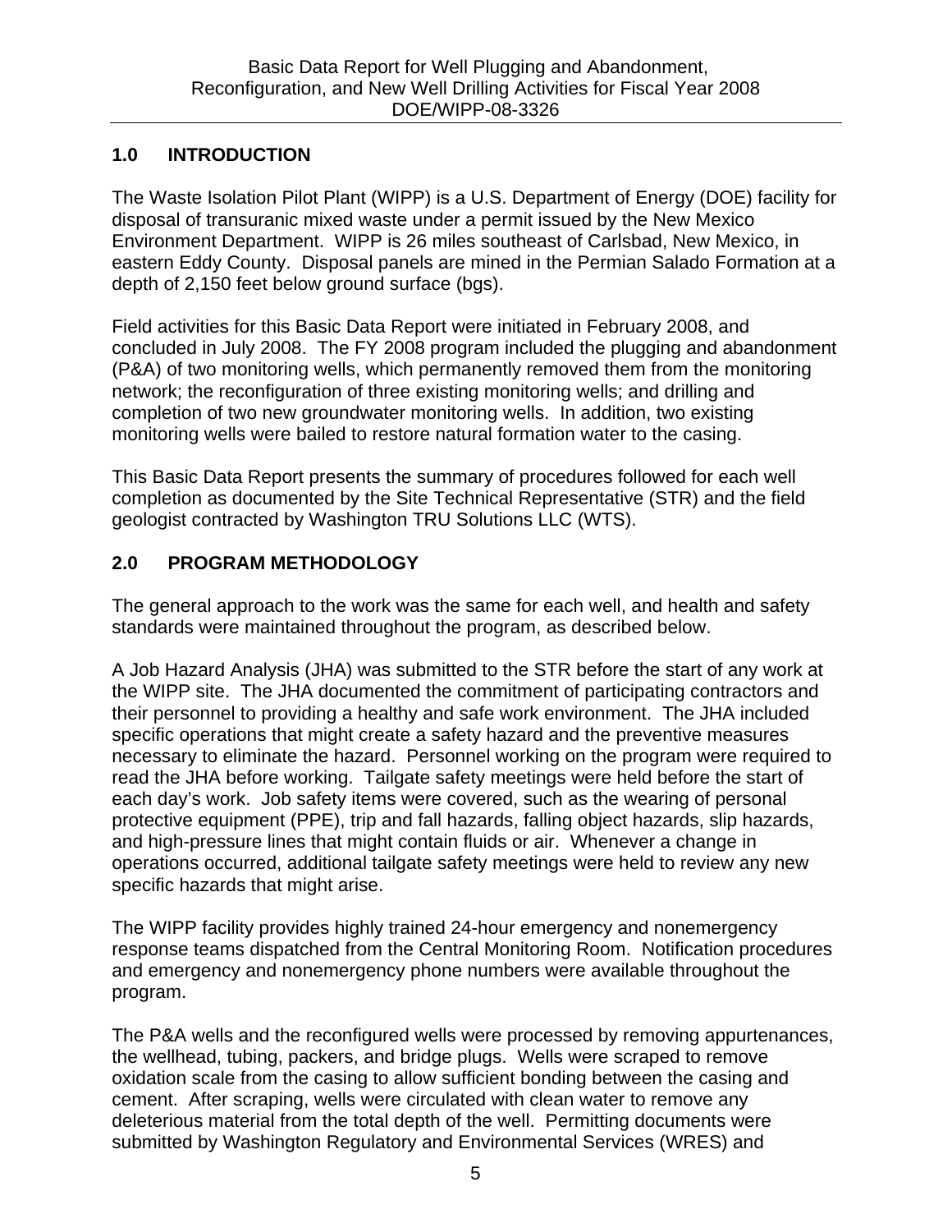## 1.0 INTRODUCTION

The Waste Isolation Pilot Plant (WIPP) is a U.S. Department of Energy (DOE) facility for disposal of transuranic mixed waste under a permit issued by the New Mexico Environment Department. WIPP is 26 miles southeast of Carlsbad, New Mexico, in eastern Eddy County. Disposal panels are mined in the Permian Salado Formation at a depth of 2,150 feet below ground surface (bgs).

Field activities for this Basic Data Report were initiated in February 2008, and concluded in July 2008. The FY 2008 program included the plugging and abandonment (P&A) of two monitoring wells, which permanently removed them from the monitoring network; the reconfiguration of three existing monitoring wells; and drilling and completion of two new groundwater monitoring wells. In addition, two existing monitoring wells were bailed to restore natural formation water to the casing.

This Basic Data Report presents the summary of procedures followed for each well completion as documented by the Site Technical Representative (STR) and the field geologist contracted by Washington TRU Solutions LLC (WTS).

## 2.0 PROGRAM METHODOLOGY

The general approach to the work was the same for each well, and health and safety standards were maintained throughout the program, as described below.

A Job Hazard Analysis (JHA) was submitted to the STR before the start of any work at the WIPP site. The JHA documented the commitment of participating contractors and their personnel to providing a healthy and safe work environment. The JHA included specific operations that might create a safety hazard and the preventive measures necessary to eliminate the hazard. Personnel working on the program were required to read the JHA before working. Tailgate safety meetings were held before the start of each day's work. Job safety items were covered, such as the wearing of personal protective equipment (PPE), trip and fall hazards, falling object hazards, slip hazards, and high-pressure lines that might contain fluids or air. Whenever a change in operations occurred, additional tailgate safety meetings were held to review any new specific hazards that might arise.

The WIPP facility provides highly trained 24-hour emergency and nonemergency response teams dispatched from the Central Monitoring Room. Notification procedures and emergency and nonemergency phone numbers were available throughout the program.

The P&A wells and the reconfigured wells were processed by removing appurtenances, the wellhead, tubing, packers, and bridge plugs. Wells were scraped to remove oxidation scale from the casing to allow sufficient bonding between the casing and cement. After scraping, wells were circulated with clean water to remove any deleterious material from the total depth of the well. Permitting documents were submitted by Washington Regulatory and Environmental Services (WRES) and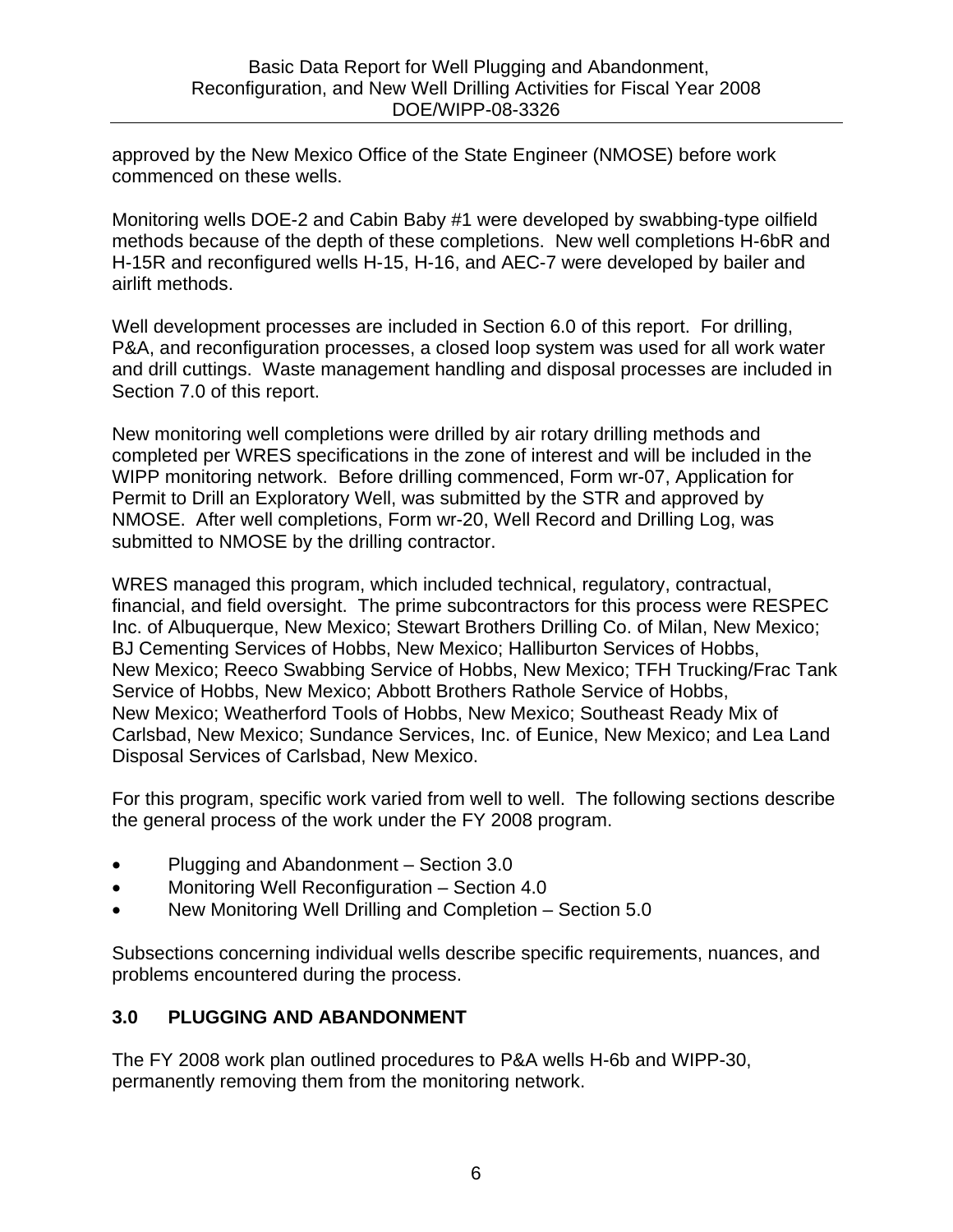approved by the New Mexico Office of the State Engineer (NMOSE) before work commenced on these wells.

Monitoring wells DOE-2 and Cabin Baby #1 were developed by swabbing-type oilfield methods because of the depth of these completions. New well completions H-6bR and H-15R and reconfigured wells H-15, H-16, and AEC-7 were developed by bailer and airlift methods.

Well development processes are included in Section 6.0 of this report. For drilling, P&A, and reconfiguration processes, a closed loop system was used for all work water and drill cuttings. Waste management handling and disposal processes are included in Section 7.0 of this report.

New monitoring well completions were drilled by air rotary drilling methods and completed per WRES specifications in the zone of interest and will be included in the WIPP monitoring network. Before drilling commenced, Form wr-07, Application for Permit to Drill an Exploratory Well, was submitted by the STR and approved by NMOSE. After well completions, Form wr-20, Well Record and Drilling Log, was submitted to NMOSE by the drilling contractor.

WRES managed this program, which included technical, regulatory, contractual, financial, and field oversight. The prime subcontractors for this process were RESPEC Inc. of Albuquerque, New Mexico; Stewart Brothers Drilling Co. of Milan, New Mexico; BJ Cementing Services of Hobbs, New Mexico; Halliburton Services of Hobbs, New Mexico; Reeco Swabbing Service of Hobbs, New Mexico; TFH Trucking/Frac Tank Service of Hobbs, New Mexico; Abbott Brothers Rathole Service of Hobbs, New Mexico; Weatherford Tools of Hobbs, New Mexico; Southeast Ready Mix of Carlsbad, New Mexico; Sundance Services, Inc. of Eunice, New Mexico; and Lea Land Disposal Services of Carlsbad, New Mexico.

For this program, specific work varied from well to well. The following sections describe the general process of the work under the FY 2008 program.

- Plugging and Abandonment – Section 3.0
- Monitoring Well Reconfiguration – Section 4.0
- New Monitoring Well Drilling and Completion – Section 5.0

Subsections concerning individual wells describe specific requirements, nuances, and problems encountered during the process.

## 3.0 PLUGGING AND ABANDONMENT

The FY 2008 work plan outlined procedures to P&A wells H-6b and WIPP-30, permanently removing them from the monitoring network.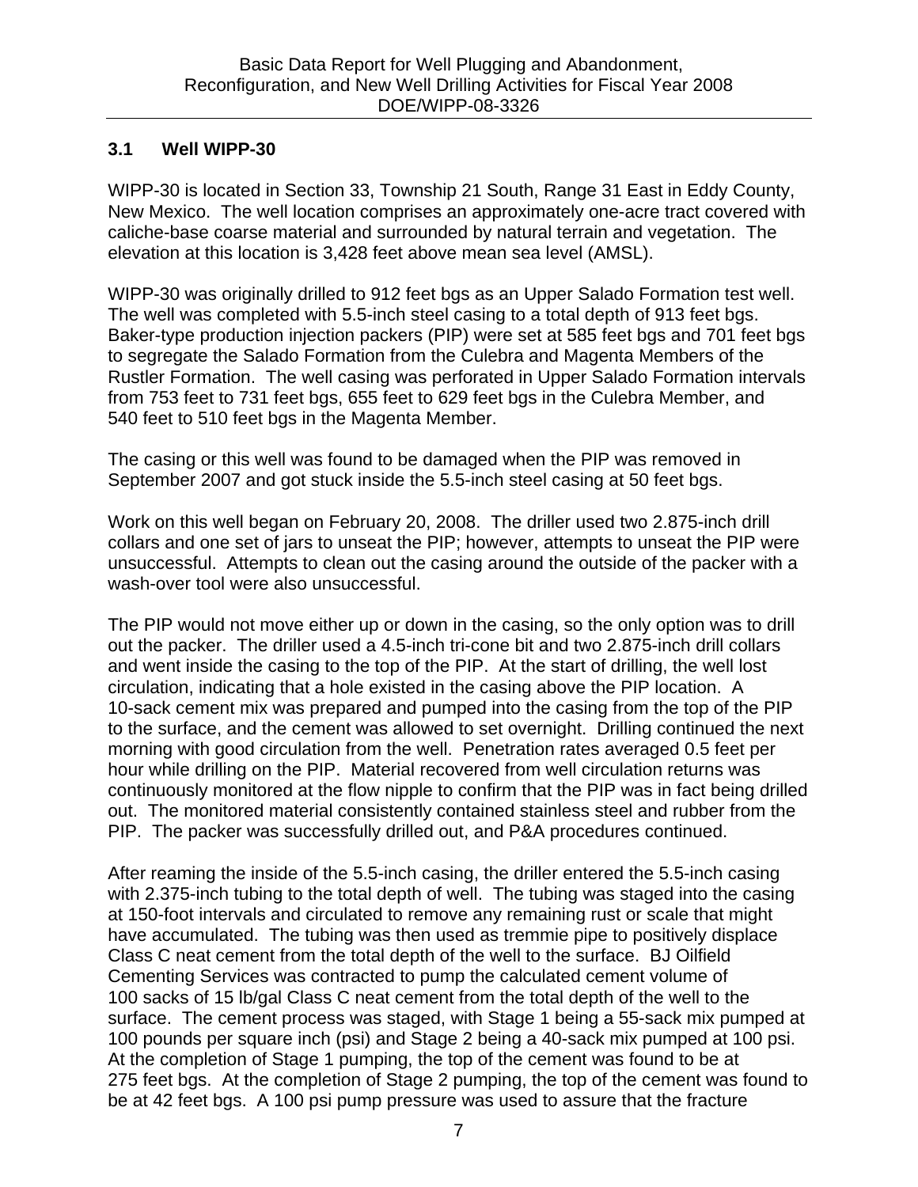### 3.1 Well WIPP-30

WIPP-30 is located in Section 33, Township 21 South, Range 31 East in Eddy County, New Mexico. The well location comprises an approximately one-acre tract covered with caliche-base coarse material and surrounded by natural terrain and vegetation. The elevation at this location is 3,428 feet above mean sea level (AMSL).

WIPP-30 was originally drilled to 912 feet bgs as an Upper Salado Formation test well. The well was completed with 5.5-inch steel casing to a total depth of 913 feet bgs. Baker-type production injection packers (PIP) were set at 585 feet bgs and 701 feet bgs to segregate the Salado Formation from the Culebra and Magenta Members of the Rustler Formation. The well casing was perforated in Upper Salado Formation intervals from 753 feet to 731 feet bgs, 655 feet to 629 feet bgs in the Culebra Member, and 540 feet to 510 feet bgs in the Magenta Member.

The casing or this well was found to be damaged when the PIP was removed in September 2007 and got stuck inside the 5.5-inch steel casing at 50 feet bgs.

Work on this well began on February 20, 2008. The driller used two 2.875-inch drill collars and one set of jars to unseat the PIP; however, attempts to unseat the PIP were unsuccessful. Attempts to clean out the casing around the outside of the packer with a wash-over tool were also unsuccessful.

The PIP would not move either up or down in the casing, so the only option was to drill out the packer. The driller used a 4.5-inch tri-cone bit and two 2.875-inch drill collars and went inside the casing to the top of the PIP. At the start of drilling, the well lost circulation, indicating that a hole existed in the casing above the PIP location. A 10-sack cement mix was prepared and pumped into the casing from the top of the PIP to the surface, and the cement was allowed to set overnight. Drilling continued the next morning with good circulation from the well. Penetration rates averaged 0.5 feet per hour while drilling on the PIP. Material recovered from well circulation returns was continuously monitored at the flow nipple to confirm that the PIP was in fact being drilled out. The monitored material consistently contained stainless steel and rubber from the PIP. The packer was successfully drilled out, and P&A procedures continued.

After reaming the inside of the 5.5-inch casing, the driller entered the 5.5-inch casing with 2.375-inch tubing to the total depth of well. The tubing was staged into the casing at 150-foot intervals and circulated to remove any remaining rust or scale that might have accumulated. The tubing was then used as tremmie pipe to positively displace Class C neat cement from the total depth of the well to the surface. BJ Oilfield Cementing Services was contracted to pump the calculated cement volume of 100 sacks of 15 lb/gal Class C neat cement from the total depth of the well to the surface. The cement process was staged, with Stage 1 being a 55-sack mix pumped at 100 pounds per square inch (psi) and Stage 2 being a 40-sack mix pumped at 100 psi. At the completion of Stage 1 pumping, the top of the cement was found to be at 275 feet bgs. At the completion of Stage 2 pumping, the top of the cement was found to be at 42 feet bgs. A 100 psi pump pressure was used to assure that the fracture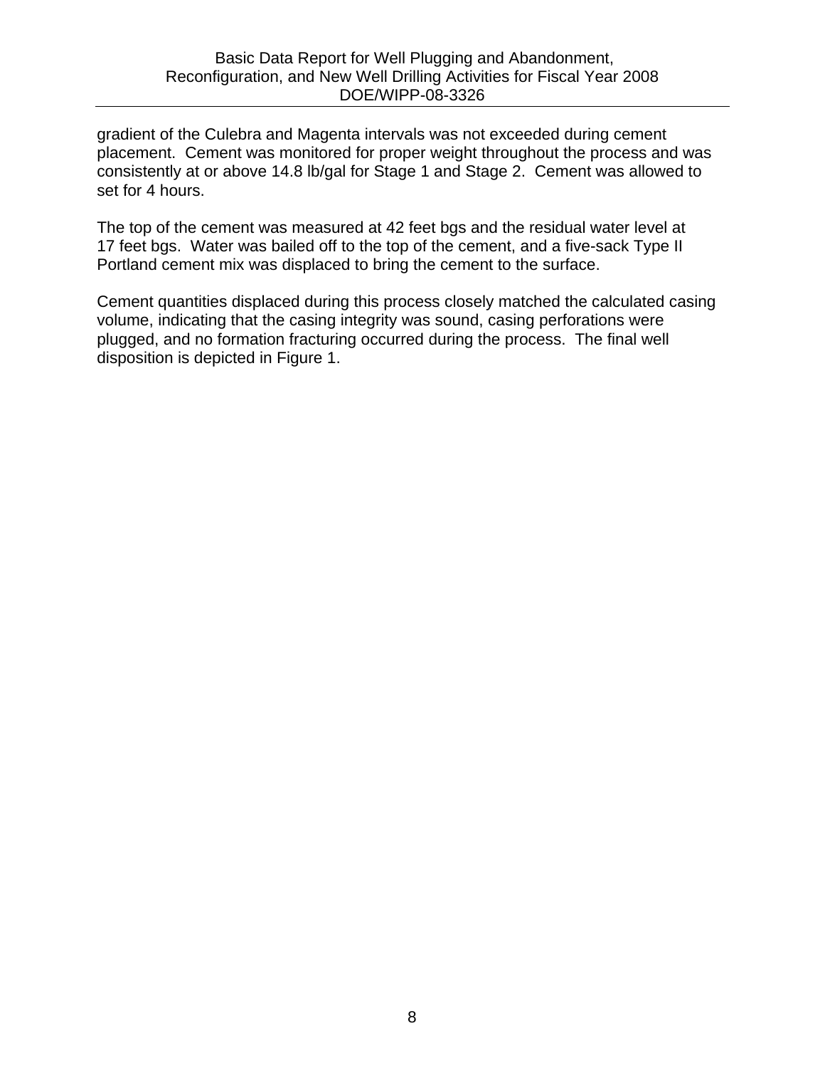gradient of the Culebra and Magenta intervals was not exceeded during cement placement. Cement was monitored for proper weight throughout the process and was consistently at or above 14.8 lb/gal for Stage 1 and Stage 2. Cement was allowed to set for 4 hours.

The top of the cement was measured at 42 feet bgs and the residual water level at 17 feet bgs. Water was bailed off to the top of the cement, and a five-sack Type II Portland cement mix was displaced to bring the cement to the surface.

Cement quantities displaced during this process closely matched the calculated casing volume, indicating that the casing integrity was sound, casing perforations were plugged, and no formation fracturing occurred during the process. The final well disposition is depicted in Figure 1.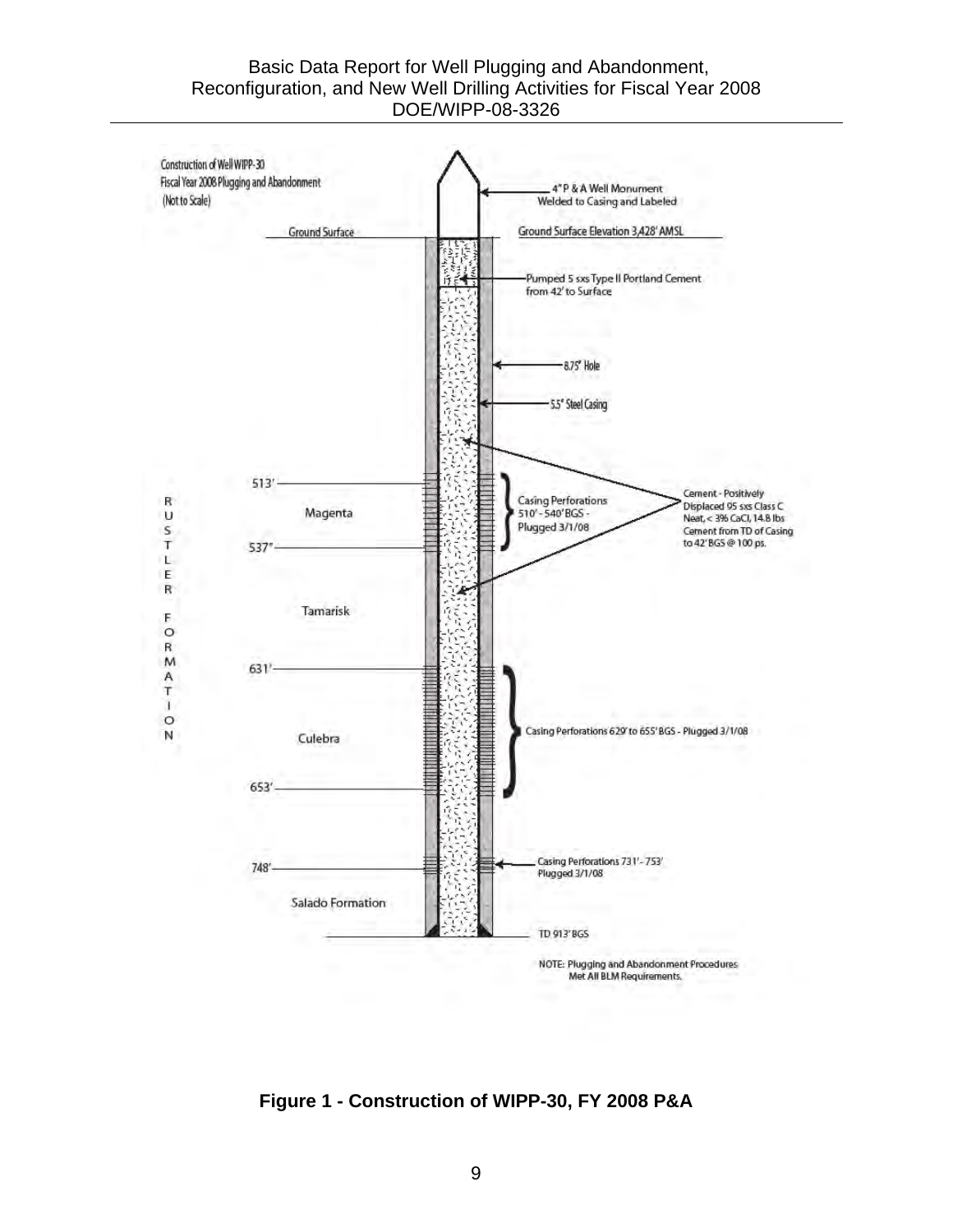Construction of Well WIPP-30
Fiscal Year 2008 Plugging and Abandonment
(Not to Scale)

4" P & A Well Monument Welded to Casing and Labeled

Ground Surface

Ground Surface Elevation 3,428' AMSL

Pumped 5 sxs Type II Portland Cement from 42' to Surface

8.75" Hole

5.5" Steel Casing

RUSTLER FORMATION

513'

Magenta

537"

Casing Perforations 510' - 540' BGS - Plugged 3/1/08

Cement - Positively Displaced 95 sxs Class C Neat, < 3% CaCl, 14.8 lbs Cement from TD of Casing to 42' BGS @ 100 ps.

Tamarisk

631'

Culebra

Casing Perforations 629' to 655' BGS - Plugged 3/1/08

653'

748'

Casing Perforations 731' - 753' Plugged 3/1/08

Salado Formation

TD 913' BGS

NOTE: Plugging and Abandonment Procedures Met All BLM Requirements.

**Figure 1 - Construction of WIPP-30, FY 2008 P&A**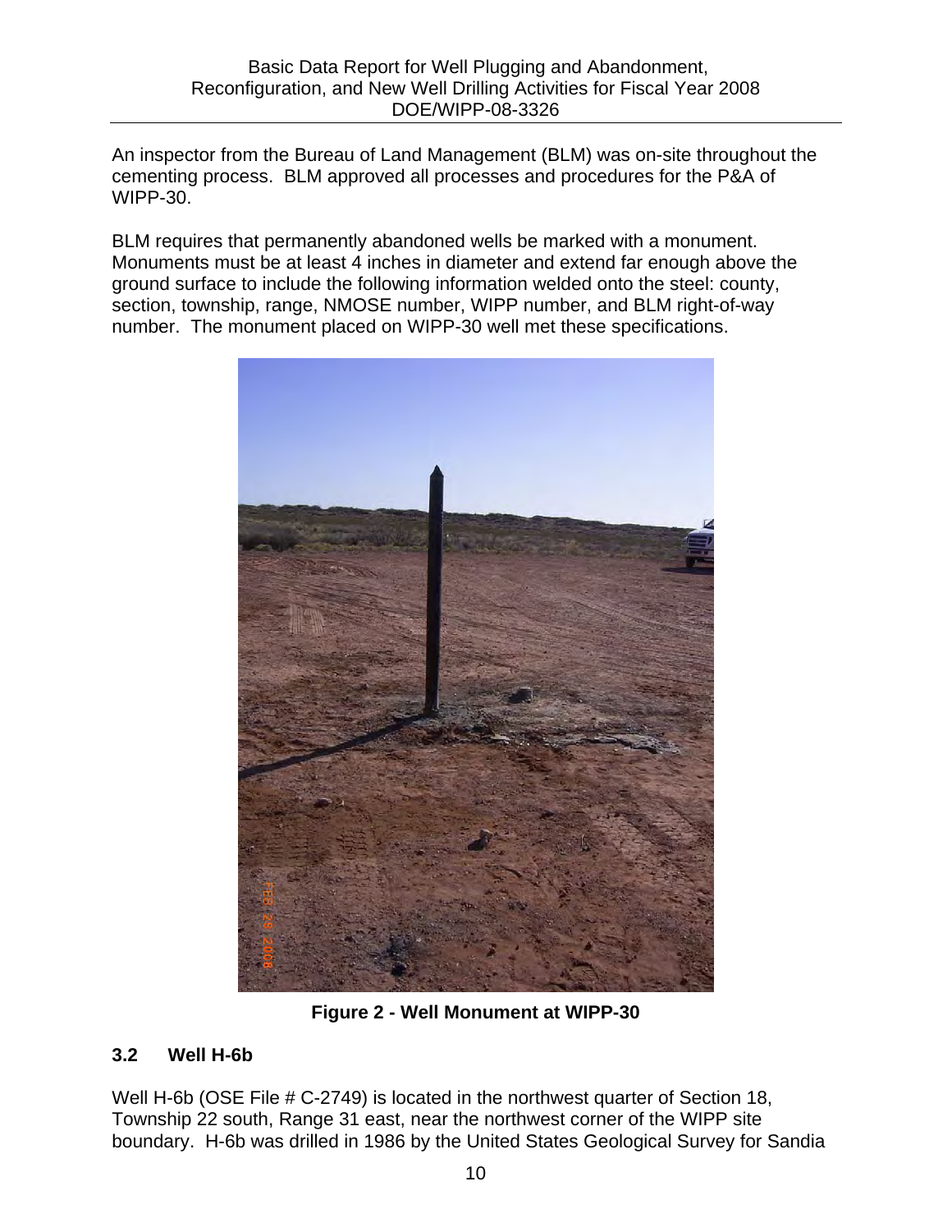An inspector from the Bureau of Land Management (BLM) was on-site throughout the cementing process. BLM approved all processes and procedures for the P&A of WIPP-30.

BLM requires that permanently abandoned wells be marked with a monument. Monuments must be at least 4 inches in diameter and extend far enough above the ground surface to include the following information welded onto the steel: county, section, township, range, NMOSE number, WIPP number, and BLM right-of-way number. The monument placed on WIPP-30 well met these specifications.

**Figure 2 - Well Monument at WIPP-30**

### 3.2 Well H-6b

Well H-6b (OSE File # C-2749) is located in the northwest quarter of Section 18, Township 22 south, Range 31 east, near the northwest corner of the WIPP site boundary. H-6b was drilled in 1986 by the United States Geological Survey for Sandia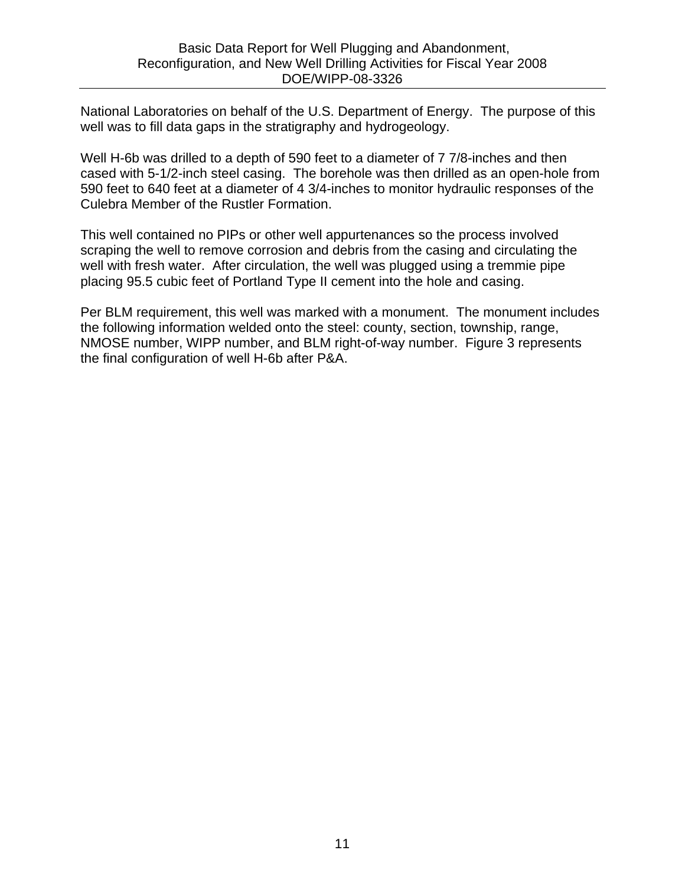National Laboratories on behalf of the U.S. Department of Energy. The purpose of this well was to fill data gaps in the stratigraphy and hydrogeology.

Well H-6b was drilled to a depth of 590 feet to a diameter of 7 7/8-inches and then cased with 5-1/2-inch steel casing. The borehole was then drilled as an open-hole from 590 feet to 640 feet at a diameter of 4 3/4-inches to monitor hydraulic responses of the Culebra Member of the Rustler Formation.

This well contained no PIPs or other well appurtenances so the process involved scraping the well to remove corrosion and debris from the casing and circulating the well with fresh water. After circulation, the well was plugged using a tremmie pipe placing 95.5 cubic feet of Portland Type II cement into the hole and casing.

Per BLM requirement, this well was marked with a monument. The monument includes the following information welded onto the steel: county, section, township, range, NMOSE number, WIPP number, and BLM right-of-way number. Figure 3 represents the final configuration of well H-6b after P&A.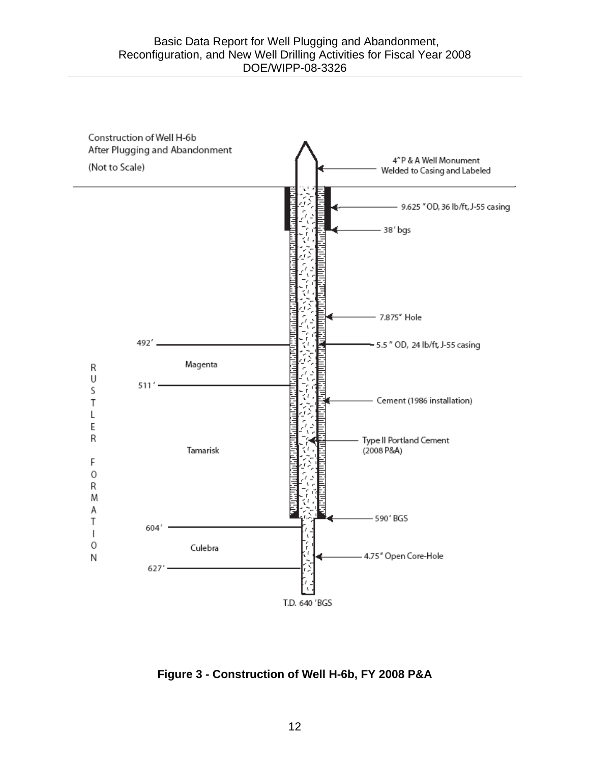Construction of Well H-6b
After Plugging and Abandonment
(Not to Scale)

4" P & A Well Monument Welded to Casing and Labeled

9.625 " OD, 36 lb/ft, J-55 casing

38' bgs

7.875" Hole

5.5 " OD, 24 lb/ft, J-55 casing

Cement (1986 installation)

Type II Portland Cement (2008 P&A)

590' BGS

4.75" Open Core-Hole

T.D. 640 'BGS

RUSTLER FORMATION

492'

Magenta

511'

Tamarisk

604'

Culebra

627'

**Figure 3 - Construction of Well H-6b, FY 2008 P&A**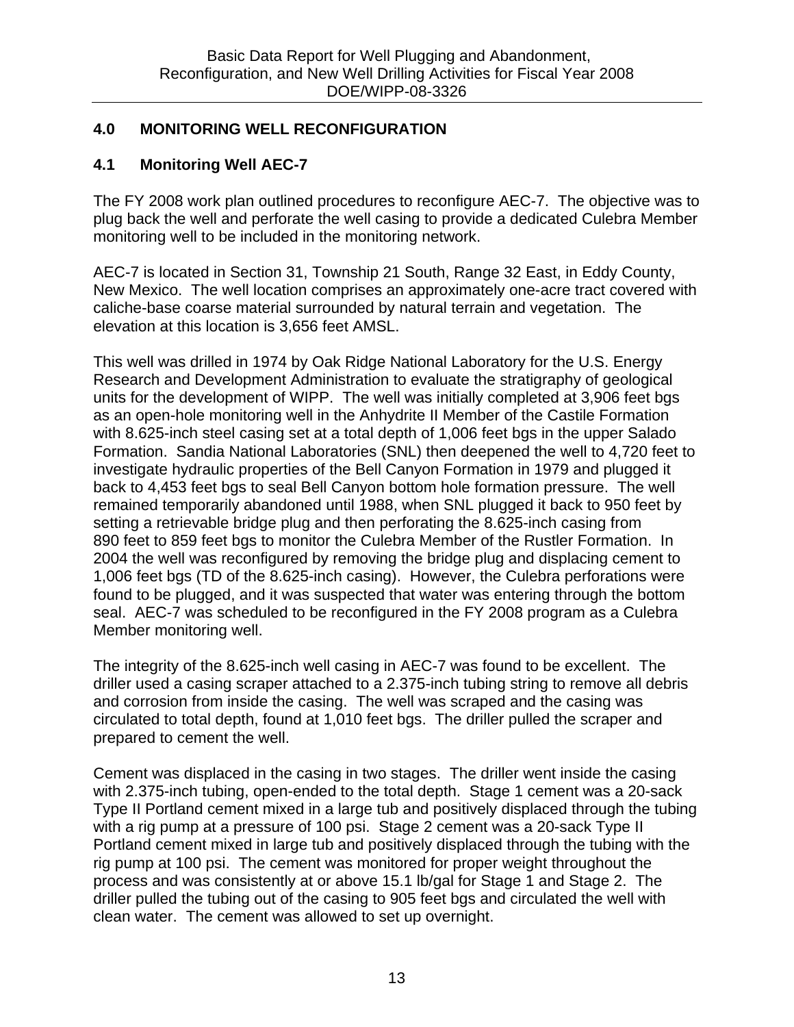## 4.0 MONITORING WELL RECONFIGURATION

### 4.1 Monitoring Well AEC-7

The FY 2008 work plan outlined procedures to reconfigure AEC-7. The objective was to plug back the well and perforate the well casing to provide a dedicated Culebra Member monitoring well to be included in the monitoring network.

AEC-7 is located in Section 31, Township 21 South, Range 32 East, in Eddy County, New Mexico. The well location comprises an approximately one-acre tract covered with caliche-base coarse material surrounded by natural terrain and vegetation. The elevation at this location is 3,656 feet AMSL.

This well was drilled in 1974 by Oak Ridge National Laboratory for the U.S. Energy Research and Development Administration to evaluate the stratigraphy of geological units for the development of WIPP. The well was initially completed at 3,906 feet bgs as an open-hole monitoring well in the Anhydrite II Member of the Castile Formation with 8.625-inch steel casing set at a total depth of 1,006 feet bgs in the upper Salado Formation. Sandia National Laboratories (SNL) then deepened the well to 4,720 feet to investigate hydraulic properties of the Bell Canyon Formation in 1979 and plugged it back to 4,453 feet bgs to seal Bell Canyon bottom hole formation pressure. The well remained temporarily abandoned until 1988, when SNL plugged it back to 950 feet by setting a retrievable bridge plug and then perforating the 8.625-inch casing from 890 feet to 859 feet bgs to monitor the Culebra Member of the Rustler Formation. In 2004 the well was reconfigured by removing the bridge plug and displacing cement to 1,006 feet bgs (TD of the 8.625-inch casing). However, the Culebra perforations were found to be plugged, and it was suspected that water was entering through the bottom seal. AEC-7 was scheduled to be reconfigured in the FY 2008 program as a Culebra Member monitoring well.

The integrity of the 8.625-inch well casing in AEC-7 was found to be excellent. The driller used a casing scraper attached to a 2.375-inch tubing string to remove all debris and corrosion from inside the casing. The well was scraped and the casing was circulated to total depth, found at 1,010 feet bgs. The driller pulled the scraper and prepared to cement the well.

Cement was displaced in the casing in two stages. The driller went inside the casing with 2.375-inch tubing, open-ended to the total depth. Stage 1 cement was a 20-sack Type II Portland cement mixed in a large tub and positively displaced through the tubing with a rig pump at a pressure of 100 psi. Stage 2 cement was a 20-sack Type II Portland cement mixed in large tub and positively displaced through the tubing with the rig pump at 100 psi. The cement was monitored for proper weight throughout the process and was consistently at or above 15.1 lb/gal for Stage 1 and Stage 2. The driller pulled the tubing out of the casing to 905 feet bgs and circulated the well with clean water. The cement was allowed to set up overnight.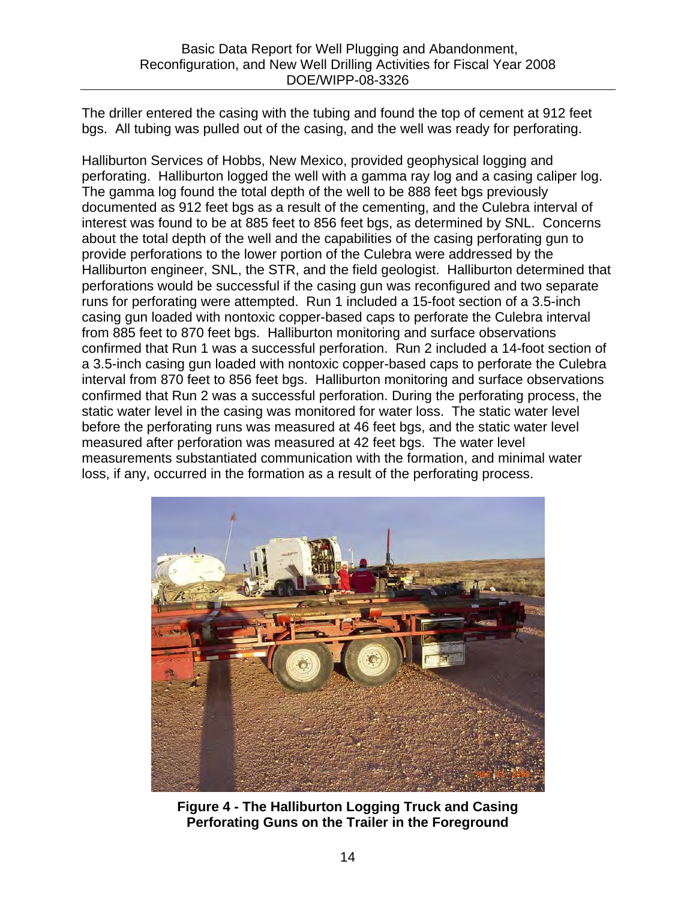The driller entered the casing with the tubing and found the top of cement at 912 feet bgs. All tubing was pulled out of the casing, and the well was ready for perforating.

Halliburton Services of Hobbs, New Mexico, provided geophysical logging and perforating. Halliburton logged the well with a gamma ray log and a casing caliper log. The gamma log found the total depth of the well to be 888 feet bgs previously documented as 912 feet bgs as a result of the cementing, and the Culebra interval of interest was found to be at 885 feet to 856 feet bgs, as determined by SNL. Concerns about the total depth of the well and the capabilities of the casing perforating gun to provide perforations to the lower portion of the Culebra were addressed by the Halliburton engineer, SNL, the STR, and the field geologist. Halliburton determined that perforations would be successful if the casing gun was reconfigured and two separate runs for perforating were attempted. Run 1 included a 15-foot section of a 3.5-inch casing gun loaded with nontoxic copper-based caps to perforate the Culebra interval from 885 feet to 870 feet bgs. Halliburton monitoring and surface observations confirmed that Run 1 was a successful perforation. Run 2 included a 14-foot section of a 3.5-inch casing gun loaded with nontoxic copper-based caps to perforate the Culebra interval from 870 feet to 856 feet bgs. Halliburton monitoring and surface observations confirmed that Run 2 was a successful perforation. During the perforating process, the static water level in the casing was monitored for water loss. The static water level before the perforating runs was measured at 46 feet bgs, and the static water level measured after perforation was measured at 42 feet bgs. The water level measurements substantiated communication with the formation, and minimal water loss, if any, occurred in the formation as a result of the perforating process.

**Figure 4 - The Halliburton Logging Truck and Casing Perforating Guns on the Trailer in the Foreground**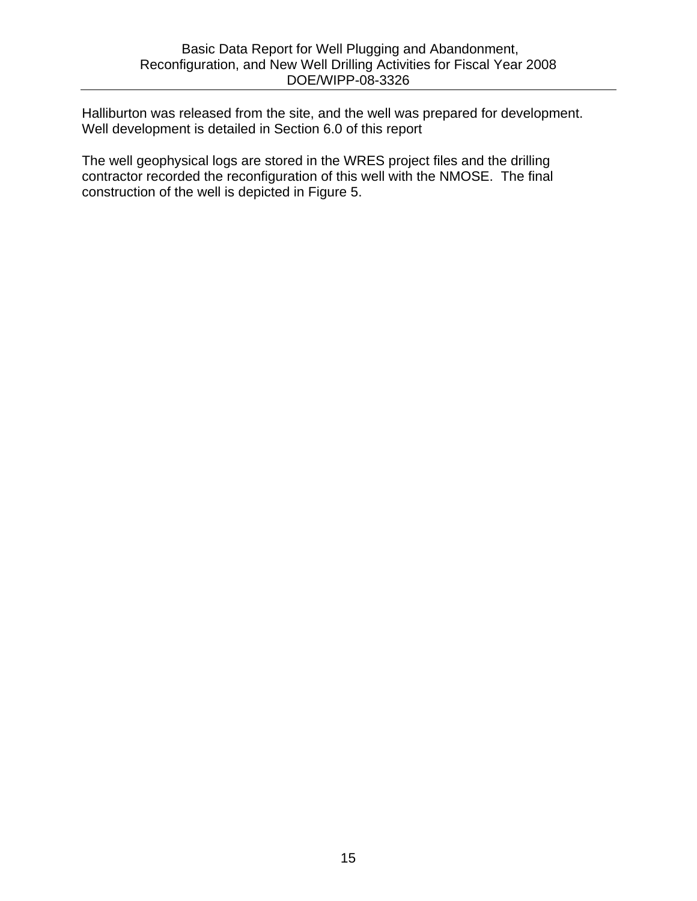Halliburton was released from the site, and the well was prepared for development. Well development is detailed in Section 6.0 of this report

The well geophysical logs are stored in the WRES project files and the drilling contractor recorded the reconfiguration of this well with the NMOSE. The final construction of the well is depicted in Figure 5.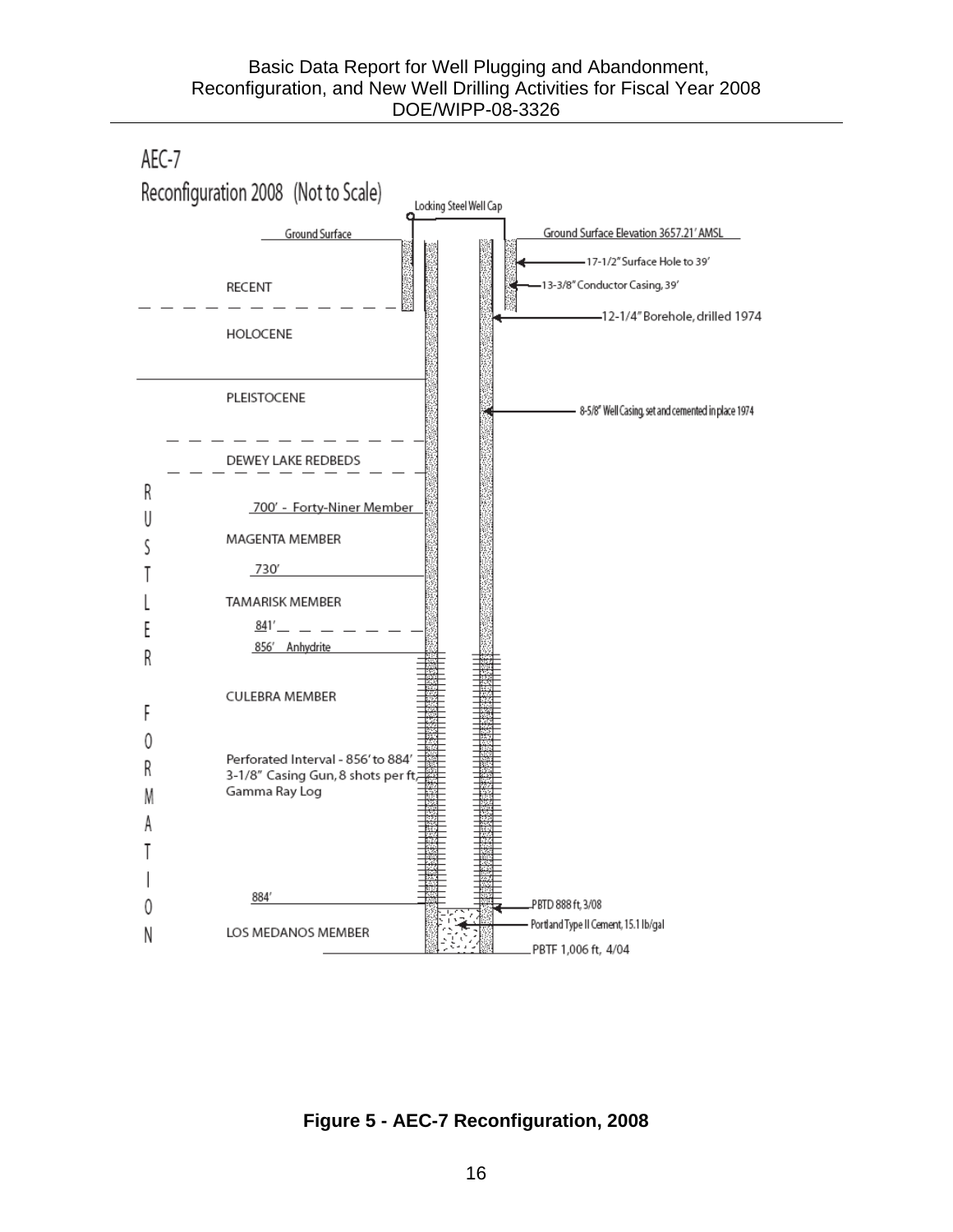AEC-7

Reconfiguration 2008 (Not to Scale)

Locking Steel Well Cap

Ground Surface

Ground Surface Elevation 3657.21' AMSL

17-1/2" Surface Hole to 39'

13-3/8" Conductor Casing, 39'

RECENT

12-1/4" Borehole, drilled 1974

HOLOCENE

PLEISTOCENE

8-5/8" Well Casing, set and cemented in place 1974

DEWEY LAKE REDBEDS

RUSTLER FORMATION

700' - Forty-Niner Member

MAGENTA MEMBER

730'

TAMARISK MEMBER

841'

856' Anhydrite

CULEBRA MEMBER

Perforated Interval - 856' to 884'
3-1/8" Casing Gun, 8 shots per ft,
Gamma Ray Log

884'

PBTD 888 ft, 3/08

Portland Type II Cement, 15.1 lb/gal

LOS MEDANOS MEMBER

PBTF 1,006 ft, 4/04

**Figure 5 - AEC-7 Reconfiguration, 2008**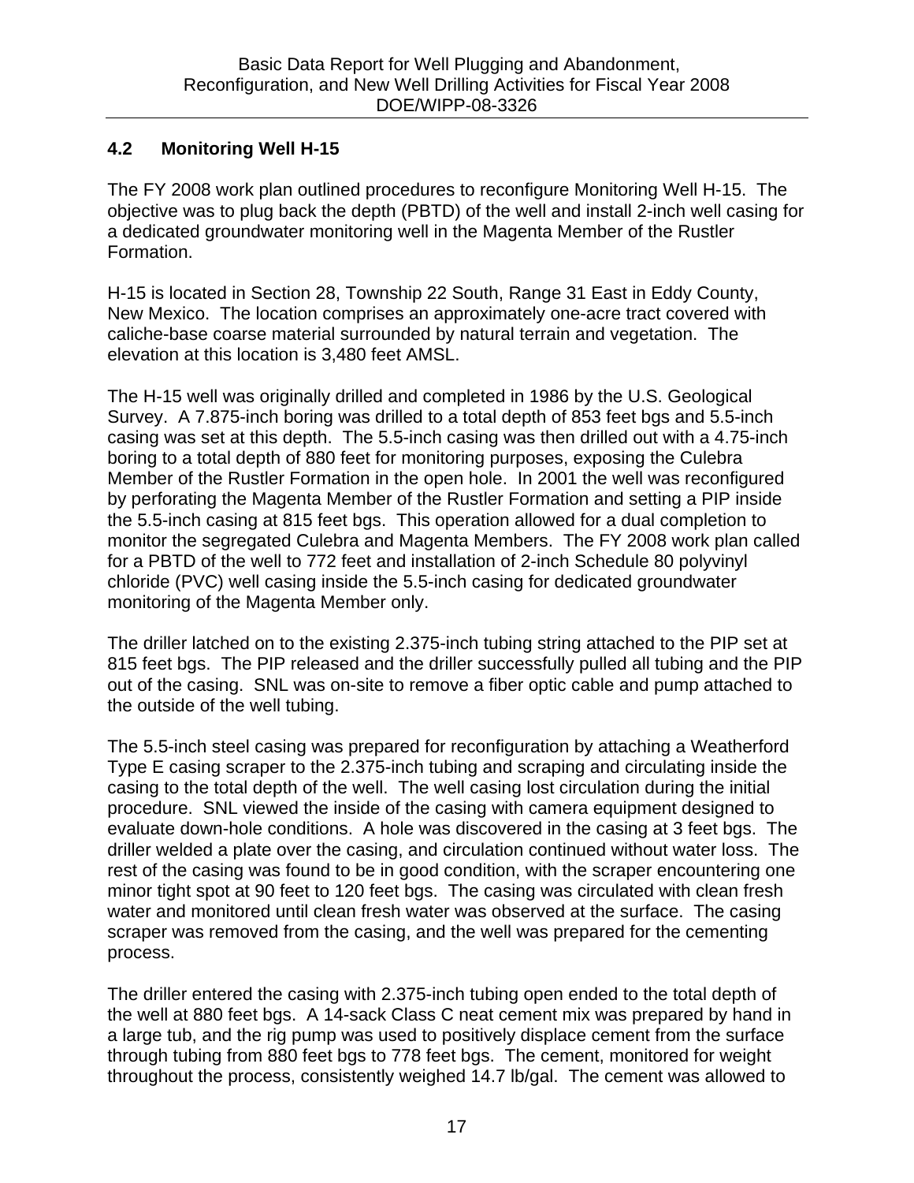## 4.2 Monitoring Well H-15

The FY 2008 work plan outlined procedures to reconfigure Monitoring Well H-15. The objective was to plug back the depth (PBTD) of the well and install 2-inch well casing for a dedicated groundwater monitoring well in the Magenta Member of the Rustler Formation.

H-15 is located in Section 28, Township 22 South, Range 31 East in Eddy County, New Mexico. The location comprises an approximately one-acre tract covered with caliche-base coarse material surrounded by natural terrain and vegetation. The elevation at this location is 3,480 feet AMSL.

The H-15 well was originally drilled and completed in 1986 by the U.S. Geological Survey. A 7.875-inch boring was drilled to a total depth of 853 feet bgs and 5.5-inch casing was set at this depth. The 5.5-inch casing was then drilled out with a 4.75-inch boring to a total depth of 880 feet for monitoring purposes, exposing the Culebra Member of the Rustler Formation in the open hole. In 2001 the well was reconfigured by perforating the Magenta Member of the Rustler Formation and setting a PIP inside the 5.5-inch casing at 815 feet bgs. This operation allowed for a dual completion to monitor the segregated Culebra and Magenta Members. The FY 2008 work plan called for a PBTD of the well to 772 feet and installation of 2-inch Schedule 80 polyvinyl chloride (PVC) well casing inside the 5.5-inch casing for dedicated groundwater monitoring of the Magenta Member only.

The driller latched on to the existing 2.375-inch tubing string attached to the PIP set at 815 feet bgs. The PIP released and the driller successfully pulled all tubing and the PIP out of the casing. SNL was on-site to remove a fiber optic cable and pump attached to the outside of the well tubing.

The 5.5-inch steel casing was prepared for reconfiguration by attaching a Weatherford Type E casing scraper to the 2.375-inch tubing and scraping and circulating inside the casing to the total depth of the well. The well casing lost circulation during the initial procedure. SNL viewed the inside of the casing with camera equipment designed to evaluate down-hole conditions. A hole was discovered in the casing at 3 feet bgs. The driller welded a plate over the casing, and circulation continued without water loss. The rest of the casing was found to be in good condition, with the scraper encountering one minor tight spot at 90 feet to 120 feet bgs. The casing was circulated with clean fresh water and monitored until clean fresh water was observed at the surface. The casing scraper was removed from the casing, and the well was prepared for the cementing process.

The driller entered the casing with 2.375-inch tubing open ended to the total depth of the well at 880 feet bgs. A 14-sack Class C neat cement mix was prepared by hand in a large tub, and the rig pump was used to positively displace cement from the surface through tubing from 880 feet bgs to 778 feet bgs. The cement, monitored for weight throughout the process, consistently weighed 14.7 lb/gal. The cement was allowed to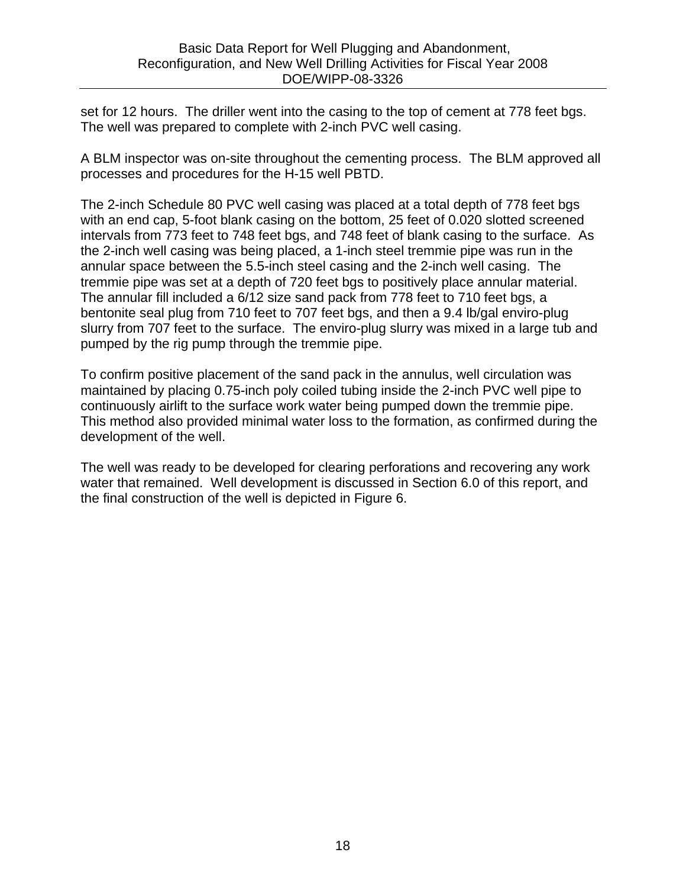set for 12 hours. The driller went into the casing to the top of cement at 778 feet bgs. The well was prepared to complete with 2-inch PVC well casing.

A BLM inspector was on-site throughout the cementing process. The BLM approved all processes and procedures for the H-15 well PBTD.

The 2-inch Schedule 80 PVC well casing was placed at a total depth of 778 feet bgs with an end cap, 5-foot blank casing on the bottom, 25 feet of 0.020 slotted screened intervals from 773 feet to 748 feet bgs, and 748 feet of blank casing to the surface. As the 2-inch well casing was being placed, a 1-inch steel tremmie pipe was run in the annular space between the 5.5-inch steel casing and the 2-inch well casing. The tremmie pipe was set at a depth of 720 feet bgs to positively place annular material. The annular fill included a 6/12 size sand pack from 778 feet to 710 feet bgs, a bentonite seal plug from 710 feet to 707 feet bgs, and then a 9.4 lb/gal enviro-plug slurry from 707 feet to the surface. The enviro-plug slurry was mixed in a large tub and pumped by the rig pump through the tremmie pipe.

To confirm positive placement of the sand pack in the annulus, well circulation was maintained by placing 0.75-inch poly coiled tubing inside the 2-inch PVC well pipe to continuously airlift to the surface work water being pumped down the tremmie pipe. This method also provided minimal water loss to the formation, as confirmed during the development of the well.

The well was ready to be developed for clearing perforations and recovering any work water that remained. Well development is discussed in Section 6.0 of this report, and the final construction of the well is depicted in Figure 6.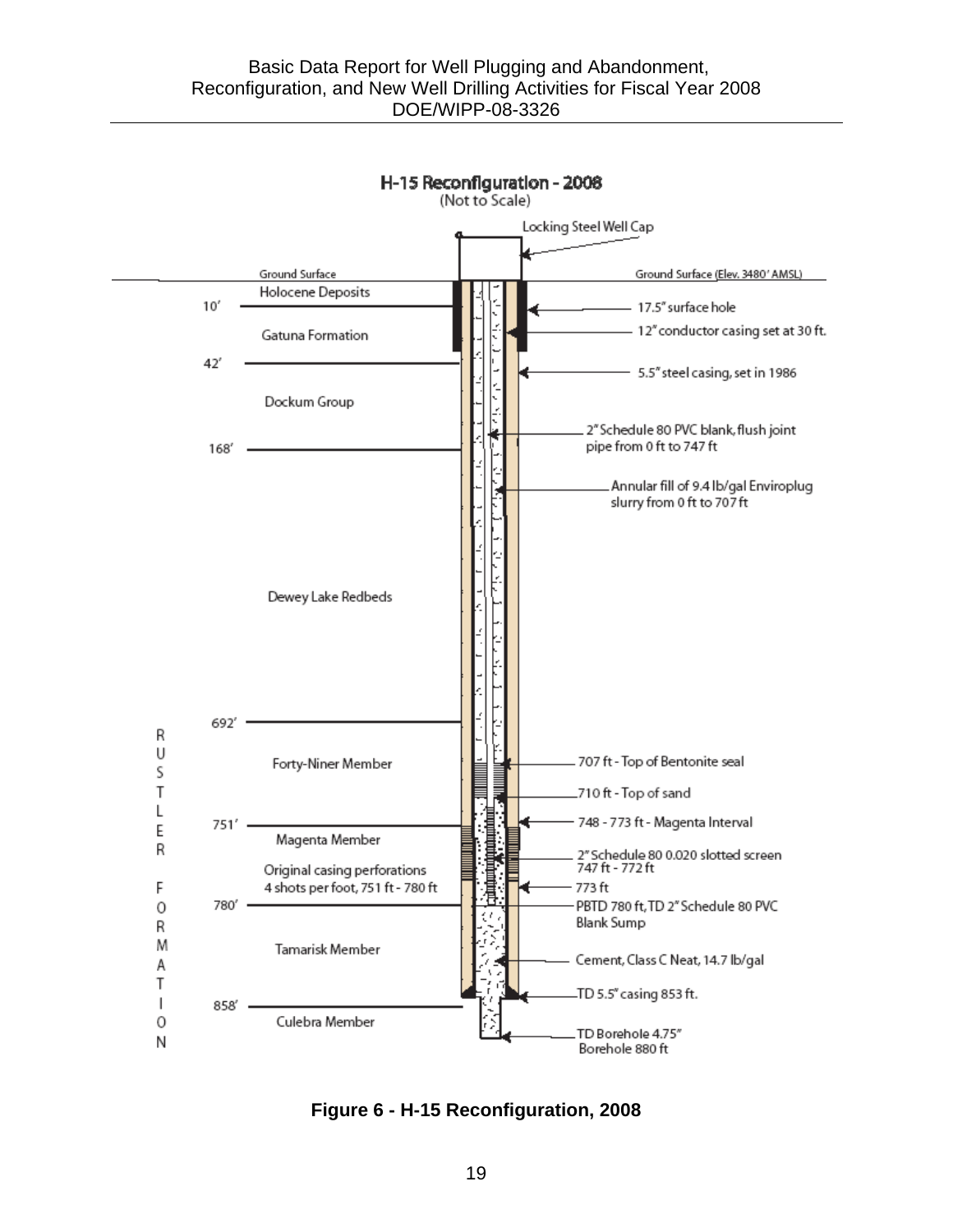**H-15 Reconfiguration - 2008**
(Not to Scale)

Locking Steel Well Cap

Ground Surface

Ground Surface (Elev. 3480' AMSL)

Holocene Deposits

10'

17.5" surface hole

12" conductor casing set at 30 ft.

Gatuna Formation

42'

5.5" steel casing, set in 1986

Dockum Group

2" Schedule 80 PVC blank, flush joint pipe from 0 ft to 747 ft

168'

Annular fill of 9.4 lb/gal Enviroplug slurry from 0 ft to 707 ft

Dewey Lake Redbeds

692'

RUSTLER FORMATION

Forty-Niner Member

707 ft - Top of Bentonite seal

710 ft - Top of sand

751'

748 - 773 ft - Magenta Interval

Magenta Member

2" Schedule 80 0.020 slotted screen 747 ft - 772 ft

Original casing perforations 4 shots per foot, 751 ft - 780 ft

773 ft

780'

PBTD 780 ft, TD 2" Schedule 80 PVC Blank Sump

Tamarisk Member

Cement, Class C Neat, 14.7 lb/gal

TD 5.5" casing 853 ft.

858'

Culebra Member

TD Borehole 4.75" Borehole 880 ft

**Figure 6 - H-15 Reconfiguration, 2008**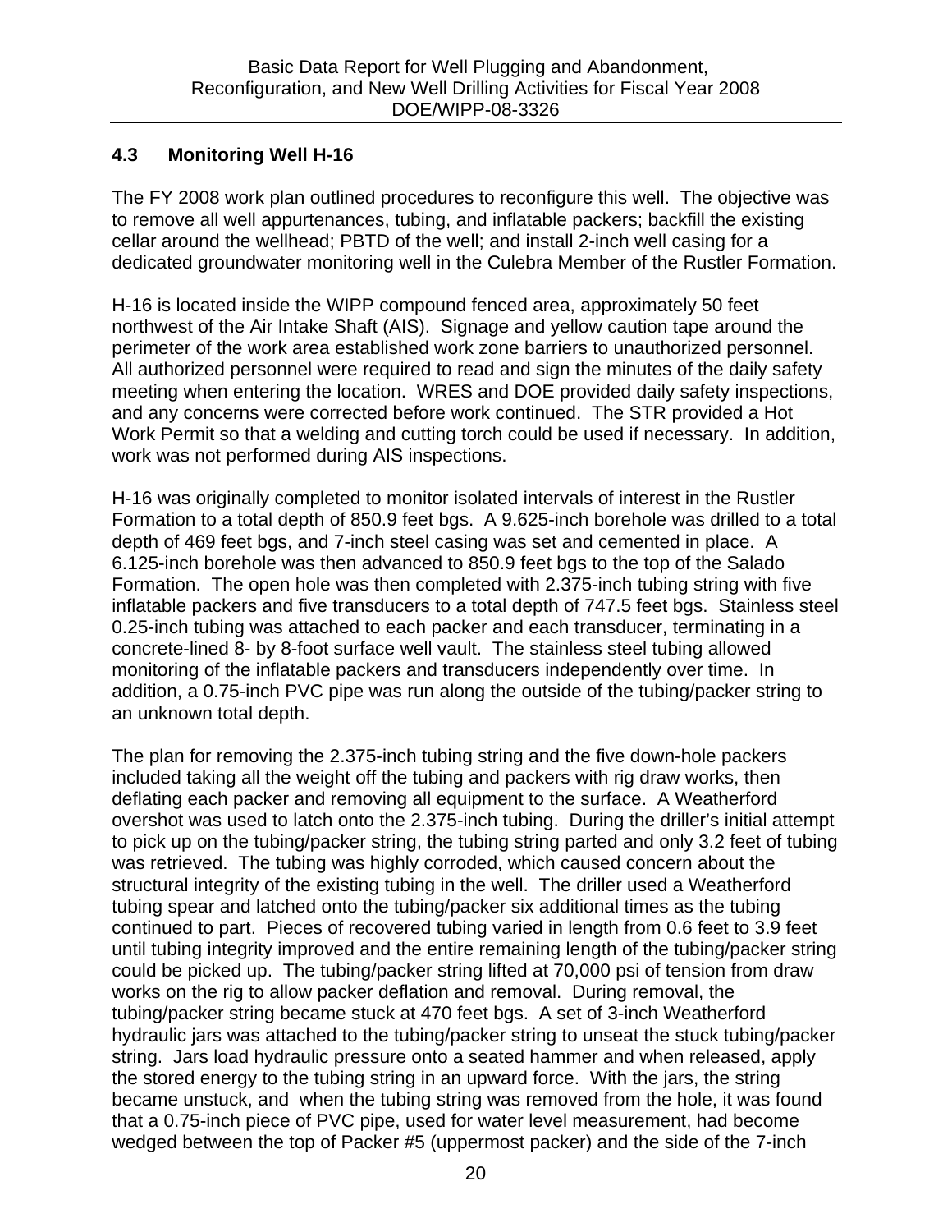## 4.3 Monitoring Well H-16

The FY 2008 work plan outlined procedures to reconfigure this well. The objective was to remove all well appurtenances, tubing, and inflatable packers; backfill the existing cellar around the wellhead; PBTD of the well; and install 2-inch well casing for a dedicated groundwater monitoring well in the Culebra Member of the Rustler Formation.

H-16 is located inside the WIPP compound fenced area, approximately 50 feet northwest of the Air Intake Shaft (AIS). Signage and yellow caution tape around the perimeter of the work area established work zone barriers to unauthorized personnel. All authorized personnel were required to read and sign the minutes of the daily safety meeting when entering the location. WRES and DOE provided daily safety inspections, and any concerns were corrected before work continued. The STR provided a Hot Work Permit so that a welding and cutting torch could be used if necessary. In addition, work was not performed during AIS inspections.

H-16 was originally completed to monitor isolated intervals of interest in the Rustler Formation to a total depth of 850.9 feet bgs. A 9.625-inch borehole was drilled to a total depth of 469 feet bgs, and 7-inch steel casing was set and cemented in place. A 6.125-inch borehole was then advanced to 850.9 feet bgs to the top of the Salado Formation. The open hole was then completed with 2.375-inch tubing string with five inflatable packers and five transducers to a total depth of 747.5 feet bgs. Stainless steel 0.25-inch tubing was attached to each packer and each transducer, terminating in a concrete-lined 8- by 8-foot surface well vault. The stainless steel tubing allowed monitoring of the inflatable packers and transducers independently over time. In addition, a 0.75-inch PVC pipe was run along the outside of the tubing/packer string to an unknown total depth.

The plan for removing the 2.375-inch tubing string and the five down-hole packers included taking all the weight off the tubing and packers with rig draw works, then deflating each packer and removing all equipment to the surface. A Weatherford overshot was used to latch onto the 2.375-inch tubing. During the driller's initial attempt to pick up on the tubing/packer string, the tubing string parted and only 3.2 feet of tubing was retrieved. The tubing was highly corroded, which caused concern about the structural integrity of the existing tubing in the well. The driller used a Weatherford tubing spear and latched onto the tubing/packer six additional times as the tubing continued to part. Pieces of recovered tubing varied in length from 0.6 feet to 3.9 feet until tubing integrity improved and the entire remaining length of the tubing/packer string could be picked up. The tubing/packer string lifted at 70,000 psi of tension from draw works on the rig to allow packer deflation and removal. During removal, the tubing/packer string became stuck at 470 feet bgs. A set of 3-inch Weatherford hydraulic jars was attached to the tubing/packer string to unseat the stuck tubing/packer string. Jars load hydraulic pressure onto a seated hammer and when released, apply the stored energy to the tubing string in an upward force. With the jars, the string became unstuck, and when the tubing string was removed from the hole, it was found that a 0.75-inch piece of PVC pipe, used for water level measurement, had become wedged between the top of Packer #5 (uppermost packer) and the side of the 7-inch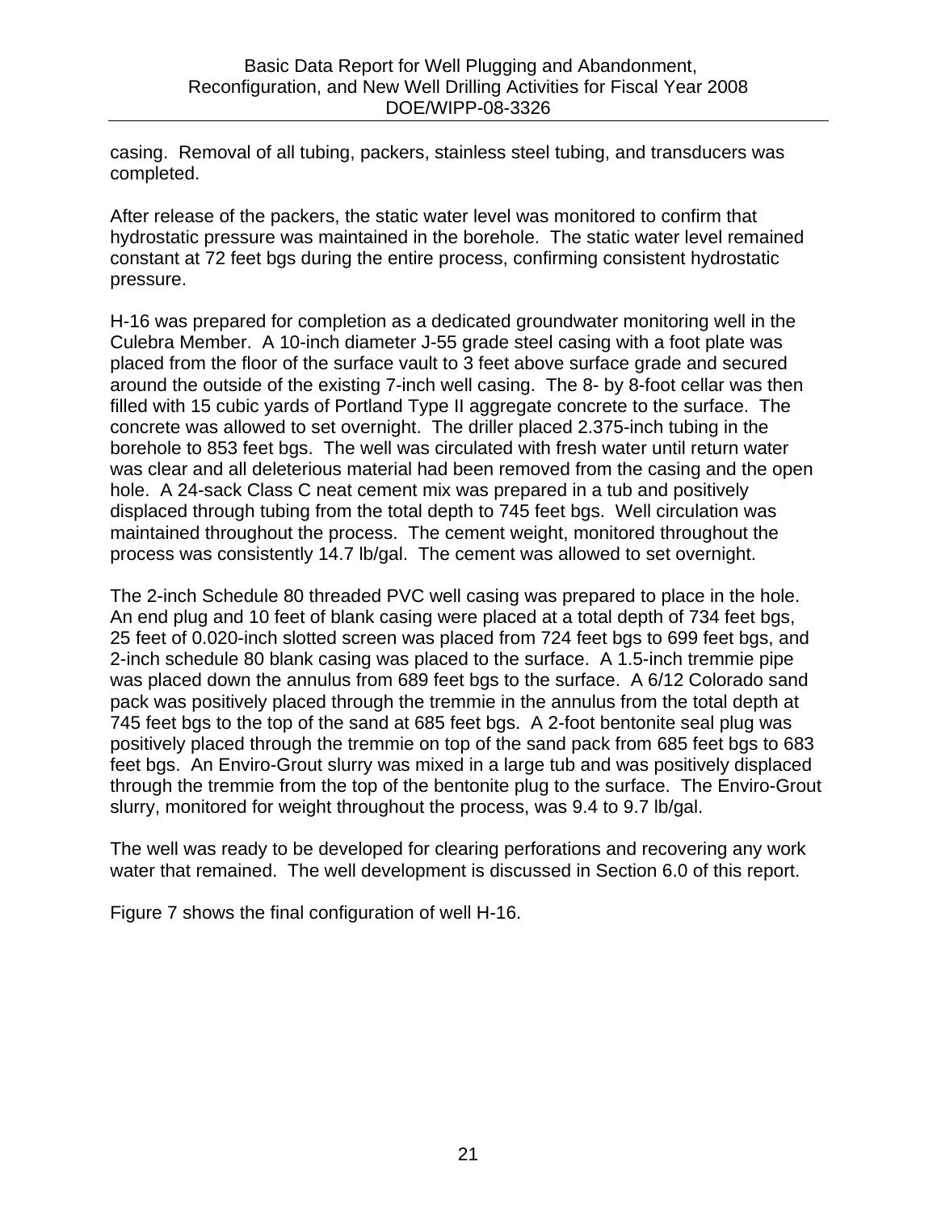casing. Removal of all tubing, packers, stainless steel tubing, and transducers was completed.

After release of the packers, the static water level was monitored to confirm that hydrostatic pressure was maintained in the borehole. The static water level remained constant at 72 feet bgs during the entire process, confirming consistent hydrostatic pressure.

H-16 was prepared for completion as a dedicated groundwater monitoring well in the Culebra Member. A 10-inch diameter J-55 grade steel casing with a foot plate was placed from the floor of the surface vault to 3 feet above surface grade and secured around the outside of the existing 7-inch well casing. The 8- by 8-foot cellar was then filled with 15 cubic yards of Portland Type II aggregate concrete to the surface. The concrete was allowed to set overnight. The driller placed 2.375-inch tubing in the borehole to 853 feet bgs. The well was circulated with fresh water until return water was clear and all deleterious material had been removed from the casing and the open hole. A 24-sack Class C neat cement mix was prepared in a tub and positively displaced through tubing from the total depth to 745 feet bgs. Well circulation was maintained throughout the process. The cement weight, monitored throughout the process was consistently 14.7 lb/gal. The cement was allowed to set overnight.

The 2-inch Schedule 80 threaded PVC well casing was prepared to place in the hole. An end plug and 10 feet of blank casing were placed at a total depth of 734 feet bgs, 25 feet of 0.020-inch slotted screen was placed from 724 feet bgs to 699 feet bgs, and 2-inch schedule 80 blank casing was placed to the surface. A 1.5-inch tremmie pipe was placed down the annulus from 689 feet bgs to the surface. A 6/12 Colorado sand pack was positively placed through the tremmie in the annulus from the total depth at 745 feet bgs to the top of the sand at 685 feet bgs. A 2-foot bentonite seal plug was positively placed through the tremmie on top of the sand pack from 685 feet bgs to 683 feet bgs. An Enviro-Grout slurry was mixed in a large tub and was positively displaced through the tremmie from the top of the bentonite plug to the surface. The Enviro-Grout slurry, monitored for weight throughout the process, was 9.4 to 9.7 lb/gal.

The well was ready to be developed for clearing perforations and recovering any work water that remained. The well development is discussed in Section 6.0 of this report.

Figure 7 shows the final configuration of well H-16.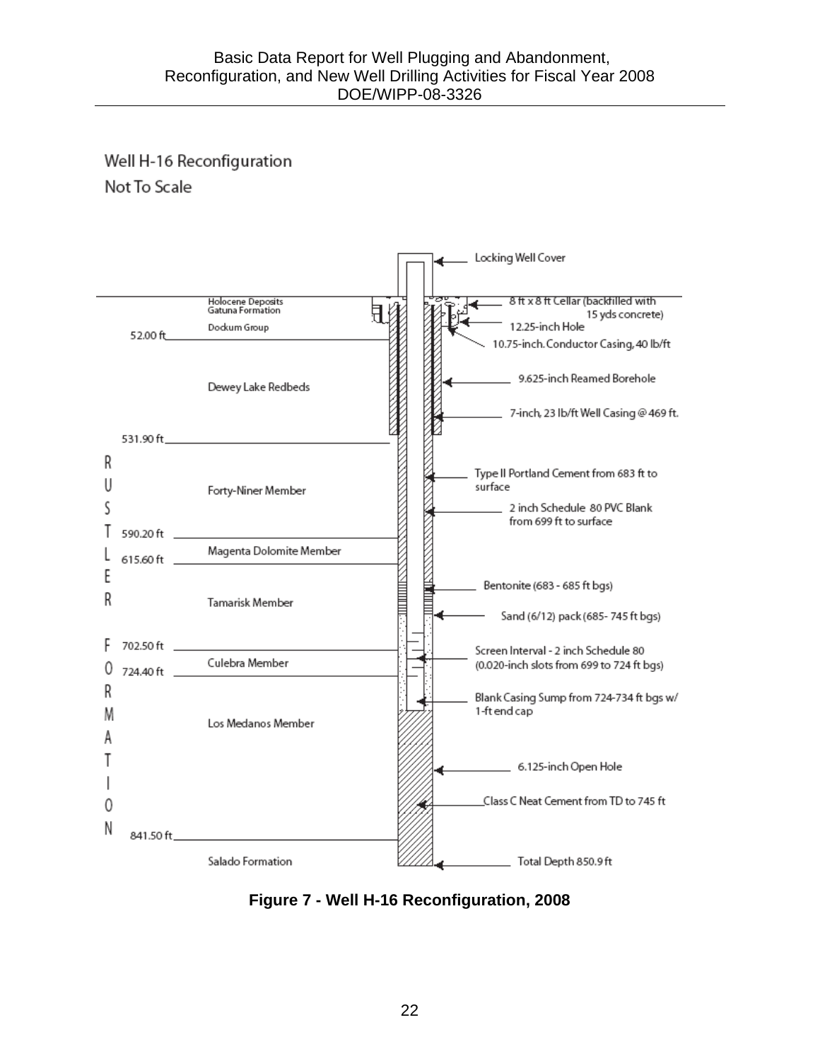Well H-16 Reconfiguration

Not To Scale

Locking Well Cover

Holocene Deposits
Gatuna Formation

Dockum Group

52.00 ft

8 ft x 8 ft Cellar (backfilled with 15 yds concrete)

12.25-inch Hole

10.75-inch. Conductor Casing, 40 lb/ft

Dewey Lake Redbeds

9.625-inch Reamed Borehole

7-inch, 23 lb/ft Well Casing @ 469 ft.

531.90 ft

RUSTLER FORMATION

Forty-Niner Member

Type II Portland Cement from 683 ft to surface

2 inch Schedule 80 PVC Blank from 699 ft to surface

590.20 ft

Magenta Dolomite Member

615.60 ft

Tamarisk Member

Bentonite (683 - 685 ft bgs)

Sand (6/12) pack (685- 745 ft bgs)

702.50 ft

Culebra Member

724.40 ft

Screen Interval - 2 inch Schedule 80 (0.020-inch slots from 699 to 724 ft bgs)

Blank Casing Sump from 724-734 ft bgs w/ 1-ft end cap

Los Medanos Member

6.125-inch Open Hole

Class C Neat Cement from TD to 745 ft

841.50 ft

Salado Formation

Total Depth 850.9 ft

**Figure 7 - Well H-16 Reconfiguration, 2008**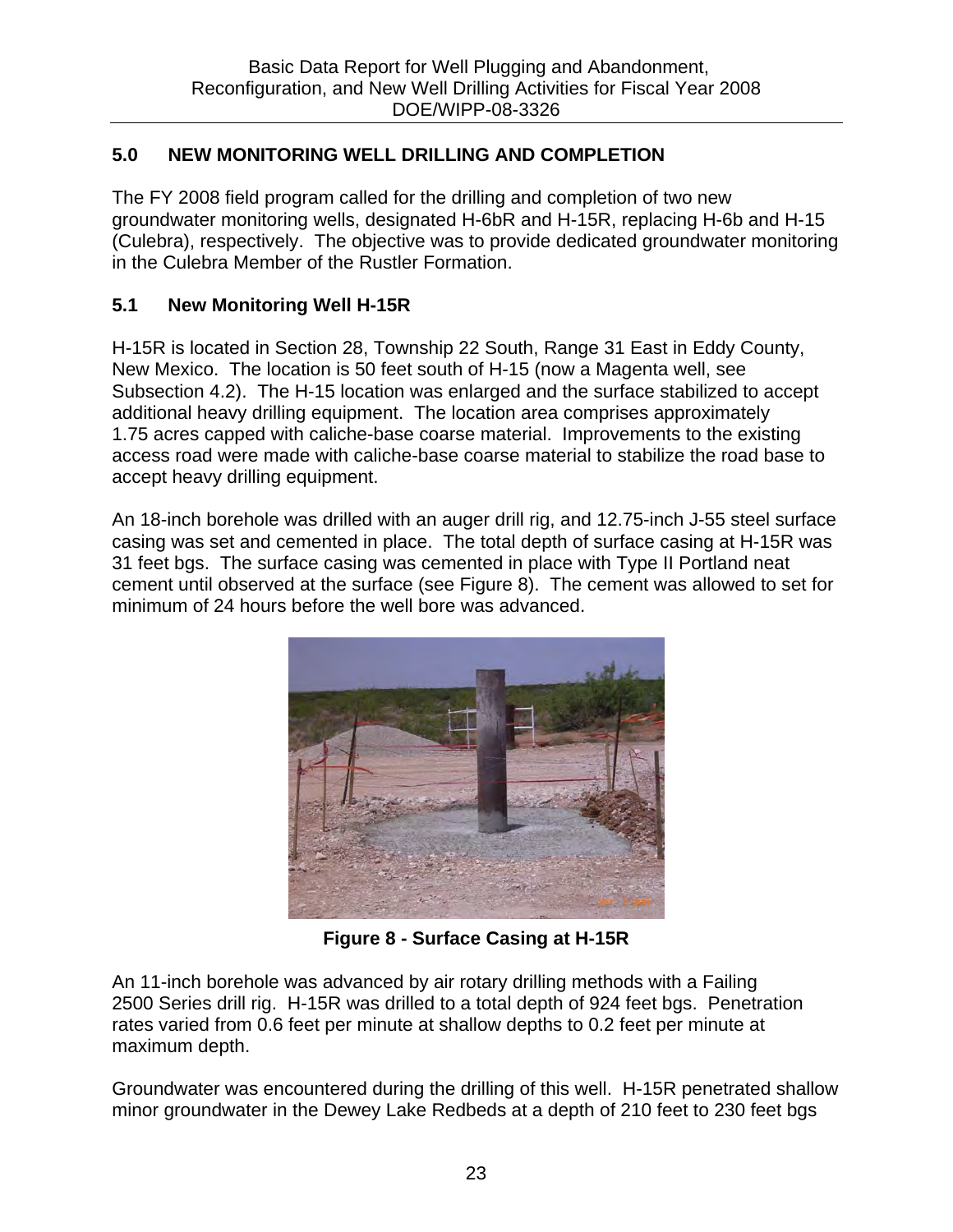## 5.0 NEW MONITORING WELL DRILLING AND COMPLETION

The FY 2008 field program called for the drilling and completion of two new groundwater monitoring wells, designated H-6bR and H-15R, replacing H-6b and H-15 (Culebra), respectively. The objective was to provide dedicated groundwater monitoring in the Culebra Member of the Rustler Formation.

### 5.1 New Monitoring Well H-15R

H-15R is located in Section 28, Township 22 South, Range 31 East in Eddy County, New Mexico. The location is 50 feet south of H-15 (now a Magenta well, see Subsection 4.2). The H-15 location was enlarged and the surface stabilized to accept additional heavy drilling equipment. The location area comprises approximately 1.75 acres capped with caliche-base coarse material. Improvements to the existing access road were made with caliche-base coarse material to stabilize the road base to accept heavy drilling equipment.

An 18-inch borehole was drilled with an auger drill rig, and 12.75-inch J-55 steel surface casing was set and cemented in place. The total depth of surface casing at H-15R was 31 feet bgs. The surface casing was cemented in place with Type II Portland neat cement until observed at the surface (see Figure 8). The cement was allowed to set for minimum of 24 hours before the well bore was advanced.

**Figure 8 - Surface Casing at H-15R**

An 11-inch borehole was advanced by air rotary drilling methods with a Failing 2500 Series drill rig. H-15R was drilled to a total depth of 924 feet bgs. Penetration rates varied from 0.6 feet per minute at shallow depths to 0.2 feet per minute at maximum depth.

Groundwater was encountered during the drilling of this well. H-15R penetrated shallow minor groundwater in the Dewey Lake Redbeds at a depth of 210 feet to 230 feet bgs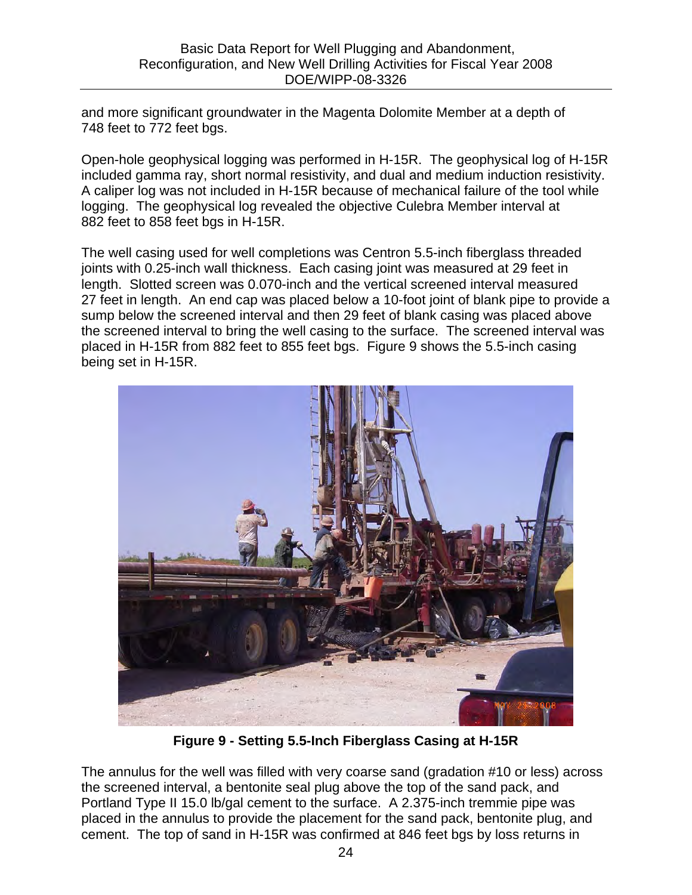and more significant groundwater in the Magenta Dolomite Member at a depth of 748 feet to 772 feet bgs.

Open-hole geophysical logging was performed in H-15R. The geophysical log of H-15R included gamma ray, short normal resistivity, and dual and medium induction resistivity. A caliper log was not included in H-15R because of mechanical failure of the tool while logging. The geophysical log revealed the objective Culebra Member interval at 882 feet to 858 feet bgs in H-15R.

The well casing used for well completions was Centron 5.5-inch fiberglass threaded joints with 0.25-inch wall thickness. Each casing joint was measured at 29 feet in length. Slotted screen was 0.070-inch and the vertical screened interval measured 27 feet in length. An end cap was placed below a 10-foot joint of blank pipe to provide a sump below the screened interval and then 29 feet of blank casing was placed above the screened interval to bring the well casing to the surface. The screened interval was placed in H-15R from 882 feet to 855 feet bgs. Figure 9 shows the 5.5-inch casing being set in H-15R.

**Figure 9 - Setting 5.5-Inch Fiberglass Casing at H-15R**

The annulus for the well was filled with very coarse sand (gradation #10 or less) across the screened interval, a bentonite seal plug above the top of the sand pack, and Portland Type II 15.0 lb/gal cement to the surface. A 2.375-inch tremmie pipe was placed in the annulus to provide the placement for the sand pack, bentonite plug, and cement. The top of sand in H-15R was confirmed at 846 feet bgs by loss returns in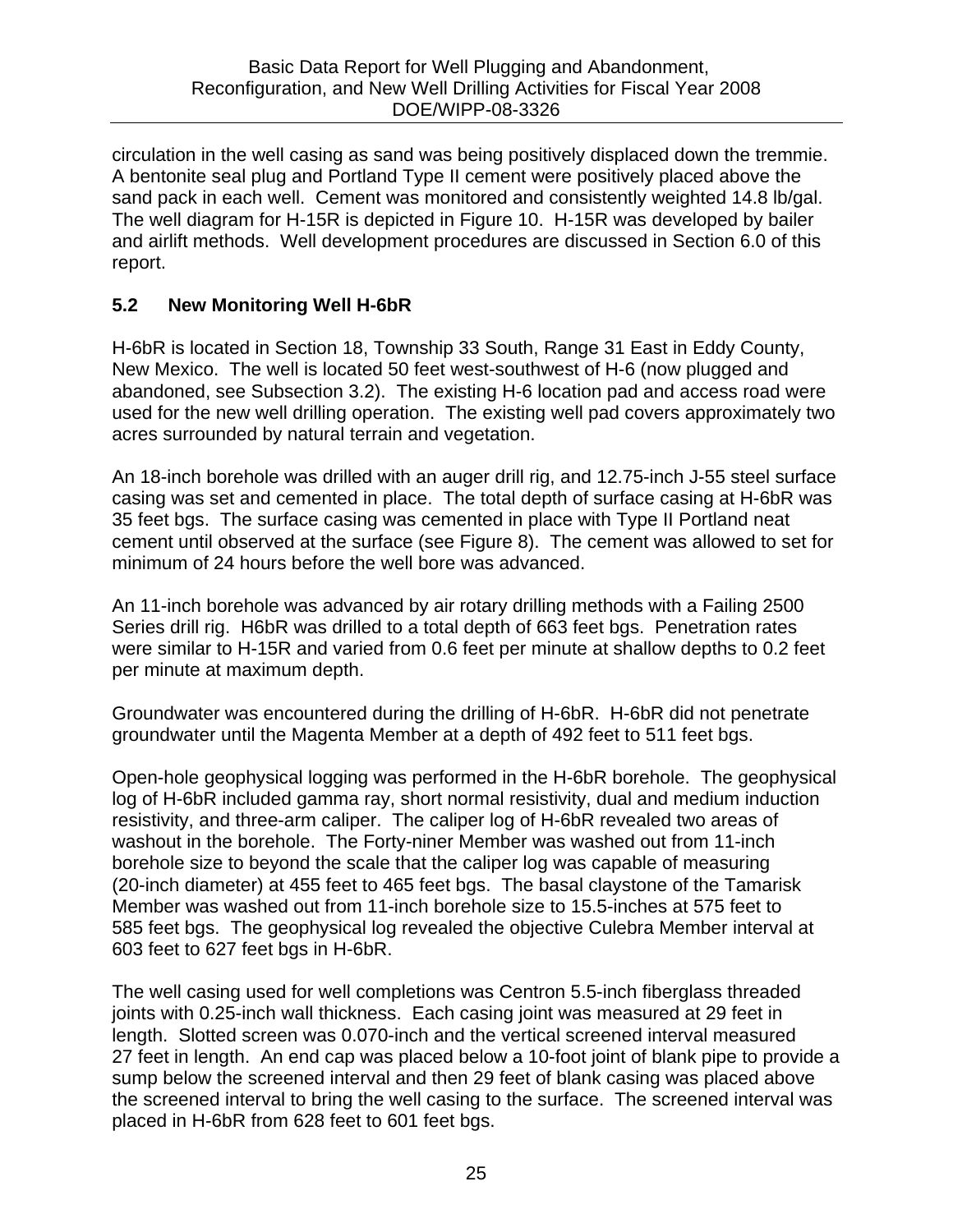circulation in the well casing as sand was being positively displaced down the tremmie. A bentonite seal plug and Portland Type II cement were positively placed above the sand pack in each well. Cement was monitored and consistently weighted 14.8 lb/gal. The well diagram for H-15R is depicted in Figure 10. H-15R was developed by bailer and airlift methods. Well development procedures are discussed in Section 6.0 of this report.

## 5.2 New Monitoring Well H-6bR

H-6bR is located in Section 18, Township 33 South, Range 31 East in Eddy County, New Mexico. The well is located 50 feet west-southwest of H-6 (now plugged and abandoned, see Subsection 3.2). The existing H-6 location pad and access road were used for the new well drilling operation. The existing well pad covers approximately two acres surrounded by natural terrain and vegetation.

An 18-inch borehole was drilled with an auger drill rig, and 12.75-inch J-55 steel surface casing was set and cemented in place. The total depth of surface casing at H-6bR was 35 feet bgs. The surface casing was cemented in place with Type II Portland neat cement until observed at the surface (see Figure 8). The cement was allowed to set for minimum of 24 hours before the well bore was advanced.

An 11-inch borehole was advanced by air rotary drilling methods with a Failing 2500 Series drill rig. H6bR was drilled to a total depth of 663 feet bgs. Penetration rates were similar to H-15R and varied from 0.6 feet per minute at shallow depths to 0.2 feet per minute at maximum depth.

Groundwater was encountered during the drilling of H-6bR. H-6bR did not penetrate groundwater until the Magenta Member at a depth of 492 feet to 511 feet bgs.

Open-hole geophysical logging was performed in the H-6bR borehole. The geophysical log of H-6bR included gamma ray, short normal resistivity, dual and medium induction resistivity, and three-arm caliper. The caliper log of H-6bR revealed two areas of washout in the borehole. The Forty-niner Member was washed out from 11-inch borehole size to beyond the scale that the caliper log was capable of measuring (20-inch diameter) at 455 feet to 465 feet bgs. The basal claystone of the Tamarisk Member was washed out from 11-inch borehole size to 15.5-inches at 575 feet to 585 feet bgs. The geophysical log revealed the objective Culebra Member interval at 603 feet to 627 feet bgs in H-6bR.

The well casing used for well completions was Centron 5.5-inch fiberglass threaded joints with 0.25-inch wall thickness. Each casing joint was measured at 29 feet in length. Slotted screen was 0.070-inch and the vertical screened interval measured 27 feet in length. An end cap was placed below a 10-foot joint of blank pipe to provide a sump below the screened interval and then 29 feet of blank casing was placed above the screened interval to bring the well casing to the surface. The screened interval was placed in H-6bR from 628 feet to 601 feet bgs.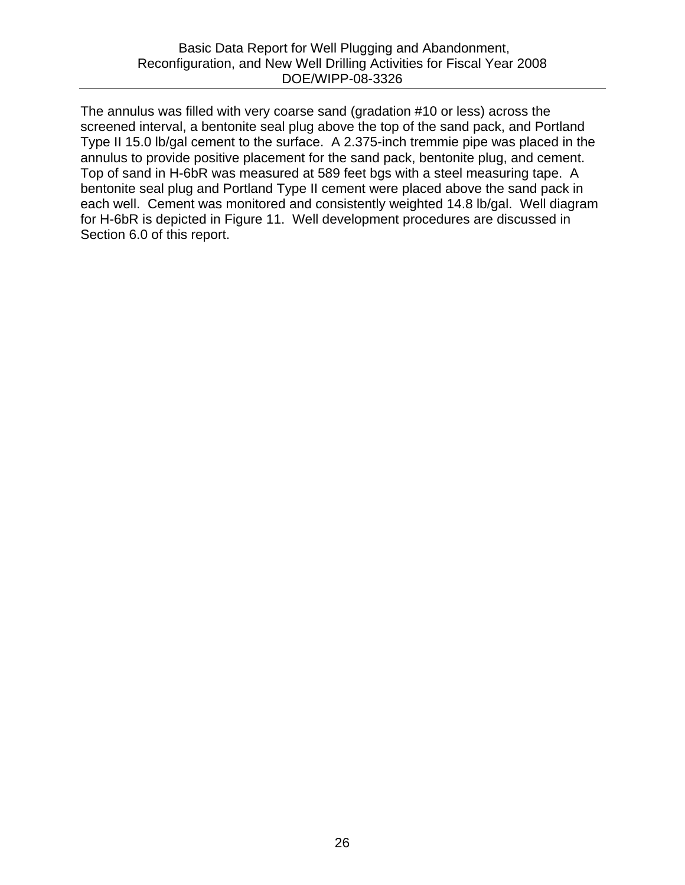The annulus was filled with very coarse sand (gradation #10 or less) across the screened interval, a bentonite seal plug above the top of the sand pack, and Portland Type II 15.0 lb/gal cement to the surface. A 2.375-inch tremmie pipe was placed in the annulus to provide positive placement for the sand pack, bentonite plug, and cement. Top of sand in H-6bR was measured at 589 feet bgs with a steel measuring tape. A bentonite seal plug and Portland Type II cement were placed above the sand pack in each well. Cement was monitored and consistently weighted 14.8 lb/gal. Well diagram for H-6bR is depicted in Figure 11. Well development procedures are discussed in Section 6.0 of this report.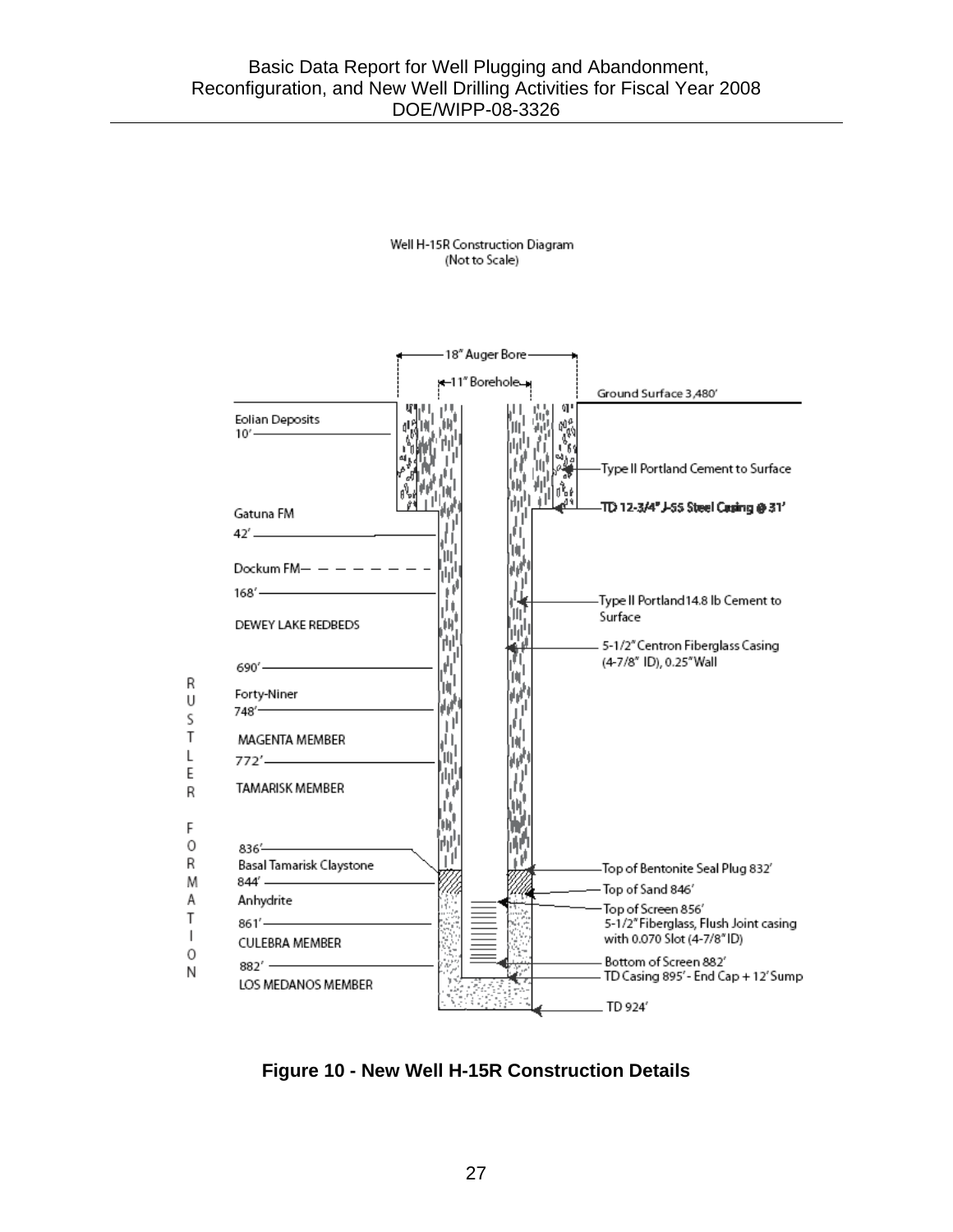Well H-15R Construction Diagram
(Not to Scale)

18" Auger Bore

11" Borehole

Ground Surface 3,480'

Eolian Deposits
10'

Type II Portland Cement to Surface

TD 12-3/4" J-55 Steel Casing @ 31'

Gatuna FM
42'

Dockum FM

168'

Type II Portland 14.8 lb Cement to Surface

DEWEY LAKE REDBEDS

5-1/2" Centron Fiberglass Casing (4-7/8" ID), 0.25" Wall

690'

RUSTLER FORMATION

Forty-Niner
748'

MAGENTA MEMBER
772'

TAMARISK MEMBER

836'
Basal Tamarisk Claystone

Top of Bentonite Seal Plug 832'

844'
Anhydrite

Top of Sand 846'

Top of Screen 856'
5-1/2" Fiberglass, Flush Joint casing with 0.070 Slot (4-7/8" ID)

861'
CULEBRA MEMBER

882'
LOS MEDANOS MEMBER

Bottom of Screen 882'

TD Casing 895' - End Cap + 12' Sump

TD 924'

**Figure 10 - New Well H-15R Construction Details**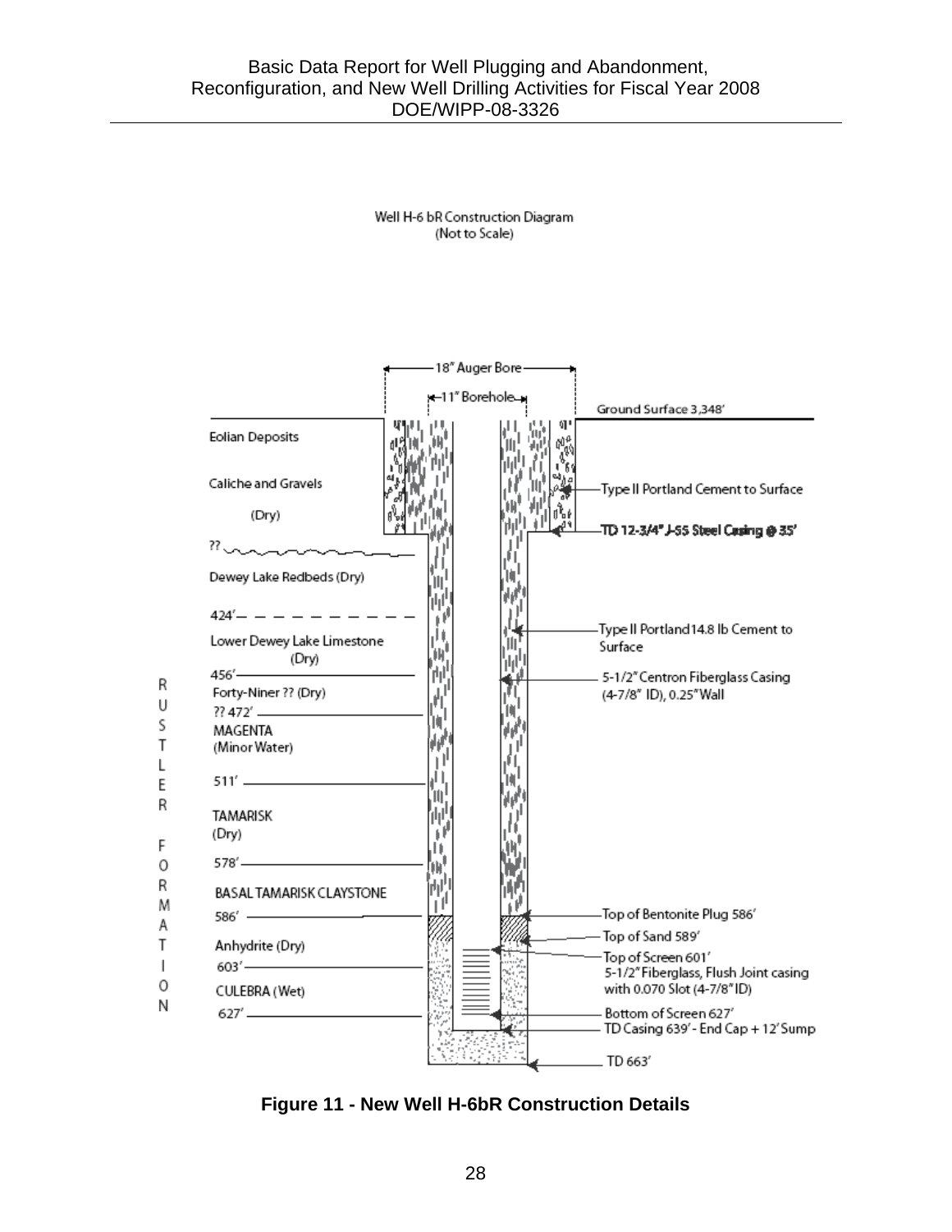Well H-6 bR Construction Diagram
(Not to Scale)

18" Auger Bore

11" Borehole

Ground Surface 3,348'

Eolian Deposits

Caliche and Gravels

(Dry)

Type II Portland Cement to Surface

TD 12-3/4" J-55 Steel Casing @ 35'

??

Dewey Lake Redbeds (Dry)

424'

Lower Dewey Lake Limestone (Dry)

Type II Portland 14.8 lb Cement to Surface

456'

Forty-Niner ?? (Dry)

5-1/2" Centron Fiberglass Casing (4-7/8" ID), 0.25" Wall

?? 472'

MAGENTA (Minor Water)

511'

TAMARISK (Dry)

578'

BASAL TAMARISK CLAYSTONE

586'

Top of Bentonite Plug 586'

Anhydrite (Dry)

Top of Sand 589'

603'

Top of Screen 601'
5-1/2" Fiberglass, Flush Joint casing with 0.070 Slot (4-7/8" ID)

CULEBRA (Wet)

627'

Bottom of Screen 627'

TD Casing 639' - End Cap + 12' Sump

TD 663'

RUSTLER FORMATION

**Figure 11 - New Well H-6bR Construction Details**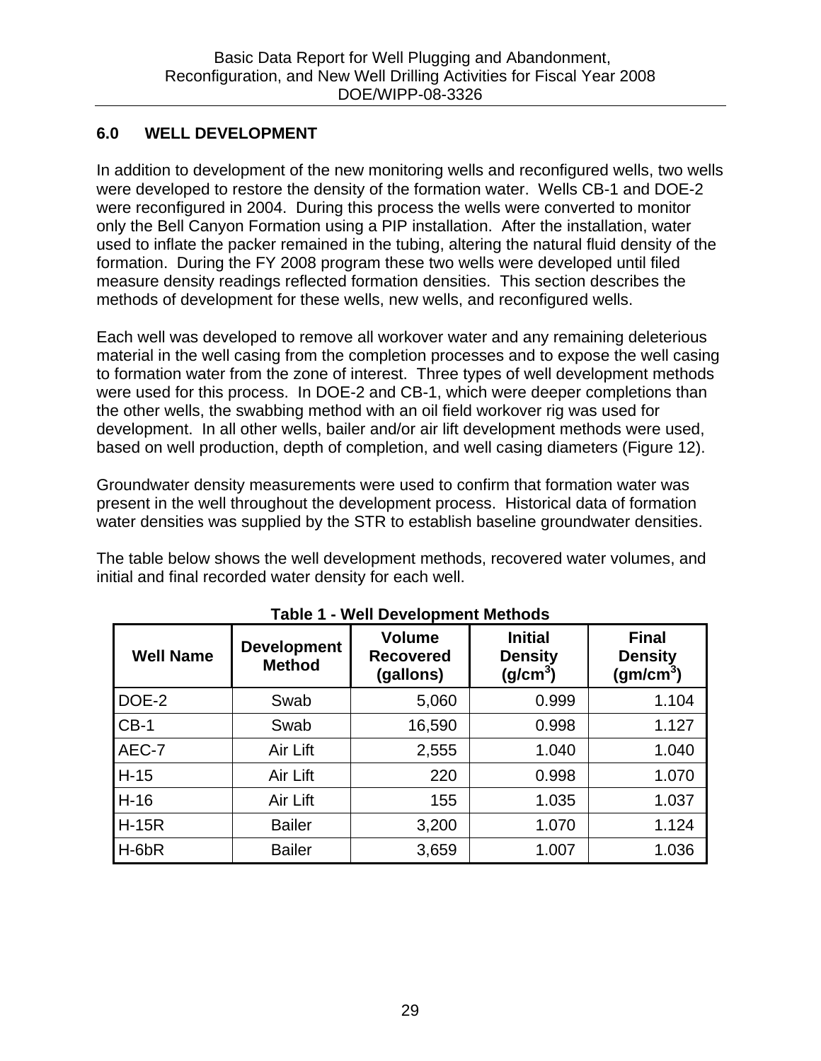## 6.0 WELL DEVELOPMENT

In addition to development of the new monitoring wells and reconfigured wells, two wells were developed to restore the density of the formation water. Wells CB-1 and DOE-2 were reconfigured in 2004. During this process the wells were converted to monitor only the Bell Canyon Formation using a PIP installation. After the installation, water used to inflate the packer remained in the tubing, altering the natural fluid density of the formation. During the FY 2008 program these two wells were developed until filed measure density readings reflected formation densities. This section describes the methods of development for these wells, new wells, and reconfigured wells.

Each well was developed to remove all workover water and any remaining deleterious material in the well casing from the completion processes and to expose the well casing to formation water from the zone of interest. Three types of well development methods were used for this process. In DOE-2 and CB-1, which were deeper completions than the other wells, the swabbing method with an oil field workover rig was used for development. In all other wells, bailer and/or air lift development methods were used, based on well production, depth of completion, and well casing diameters (Figure 12).

Groundwater density measurements were used to confirm that formation water was present in the well throughout the development process. Historical data of formation water densities was supplied by the STR to establish baseline groundwater densities.

The table below shows the well development methods, recovered water volumes, and initial and final recorded water density for each well.

**Table 1 - Well Development Methods**

| Well Name | Development Method | Volume Recovered (gallons) | Initial Density ($g/cm^3$) | Final Density ($gm/cm^3$) |
|---|---|---|---|---|
| DOE-2 | Swab | 5,060 | 0.999 | 1.104 |
| CB-1 | Swab | 16,590 | 0.998 | 1.127 |
| AEC-7 | Air Lift | 2,555 | 1.040 | 1.040 |
| H-15 | Air Lift | 220 | 0.998 | 1.070 |
| H-16 | Air Lift | 155 | 1.035 | 1.037 |
| H-15R | Bailer | 3,200 | 1.070 | 1.124 |
| H-6bR | Bailer | 3,659 | 1.007 | 1.036 |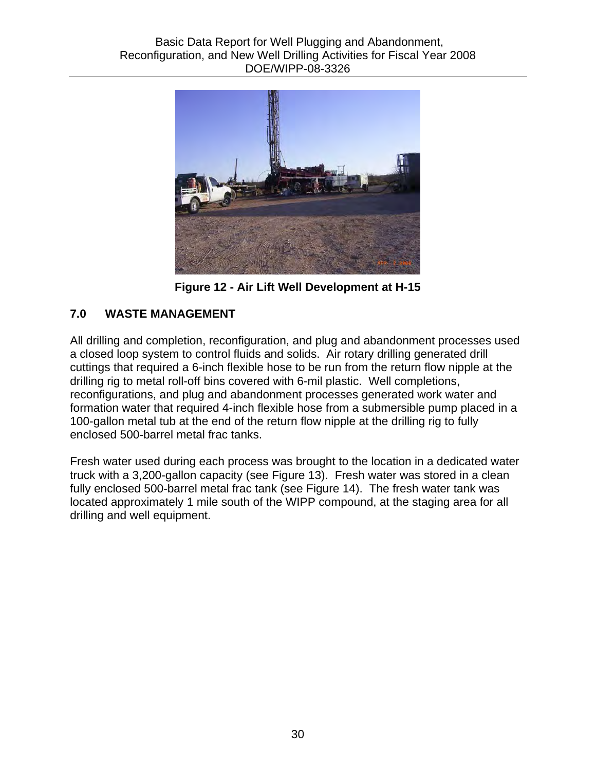Figure 12 - Air Lift Well Development at H-15

## 7.0 WASTE MANAGEMENT

All drilling and completion, reconfiguration, and plug and abandonment processes used a closed loop system to control fluids and solids. Air rotary drilling generated drill cuttings that required a 6-inch flexible hose to be run from the return flow nipple at the drilling rig to metal roll-off bins covered with 6-mil plastic. Well completions, reconfigurations, and plug and abandonment processes generated work water and formation water that required 4-inch flexible hose from a submersible pump placed in a 100-gallon metal tub at the end of the return flow nipple at the drilling rig to fully enclosed 500-barrel metal frac tanks.

Fresh water used during each process was brought to the location in a dedicated water truck with a 3,200-gallon capacity (see Figure 13). Fresh water was stored in a clean fully enclosed 500-barrel metal frac tank (see Figure 14). The fresh water tank was located approximately 1 mile south of the WIPP compound, at the staging area for all drilling and well equipment.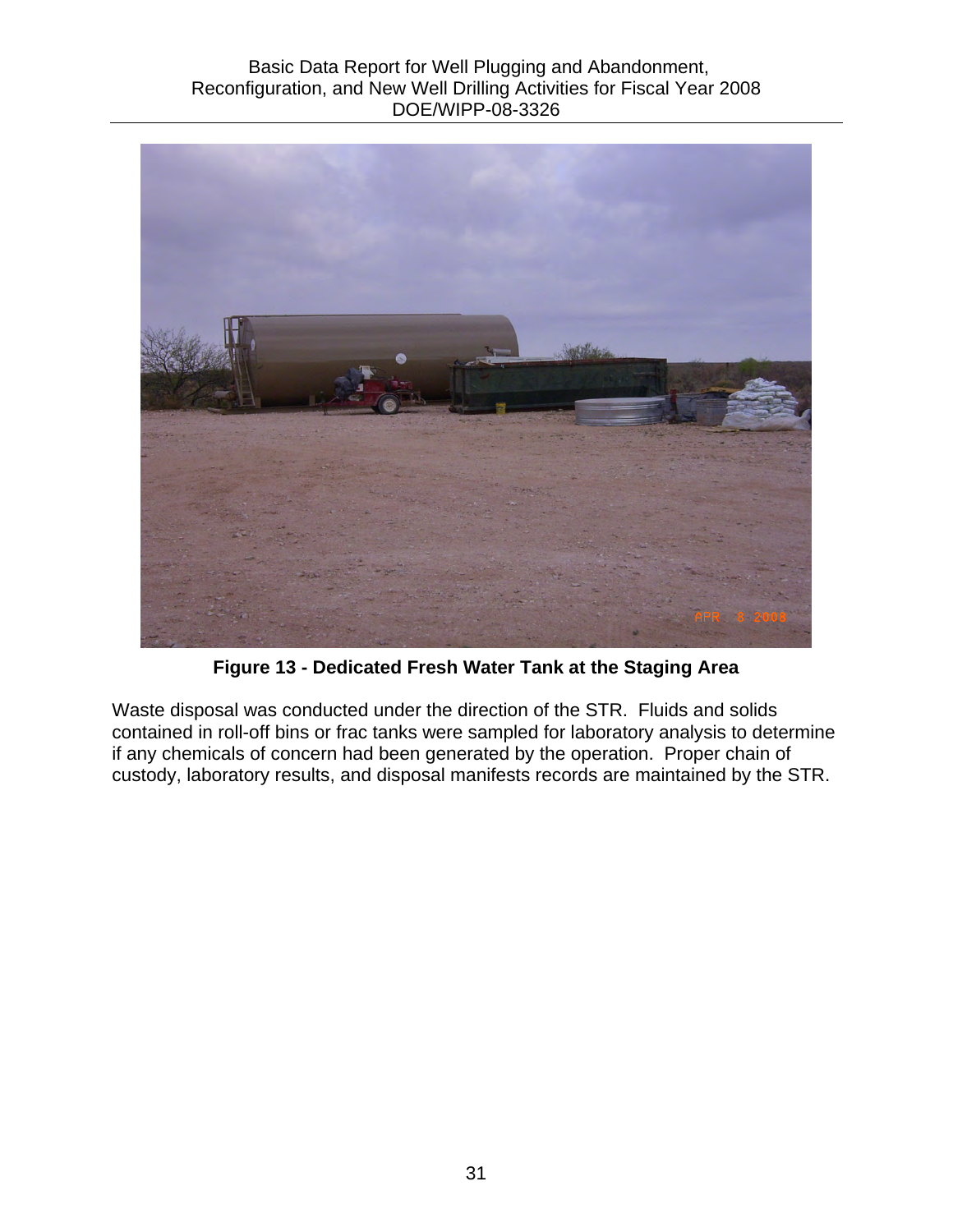**Figure 13 - Dedicated Fresh Water Tank at the Staging Area**

Waste disposal was conducted under the direction of the STR. Fluids and solids contained in roll-off bins or frac tanks were sampled for laboratory analysis to determine if any chemicals of concern had been generated by the operation. Proper chain of custody, laboratory results, and disposal manifests records are maintained by the STR.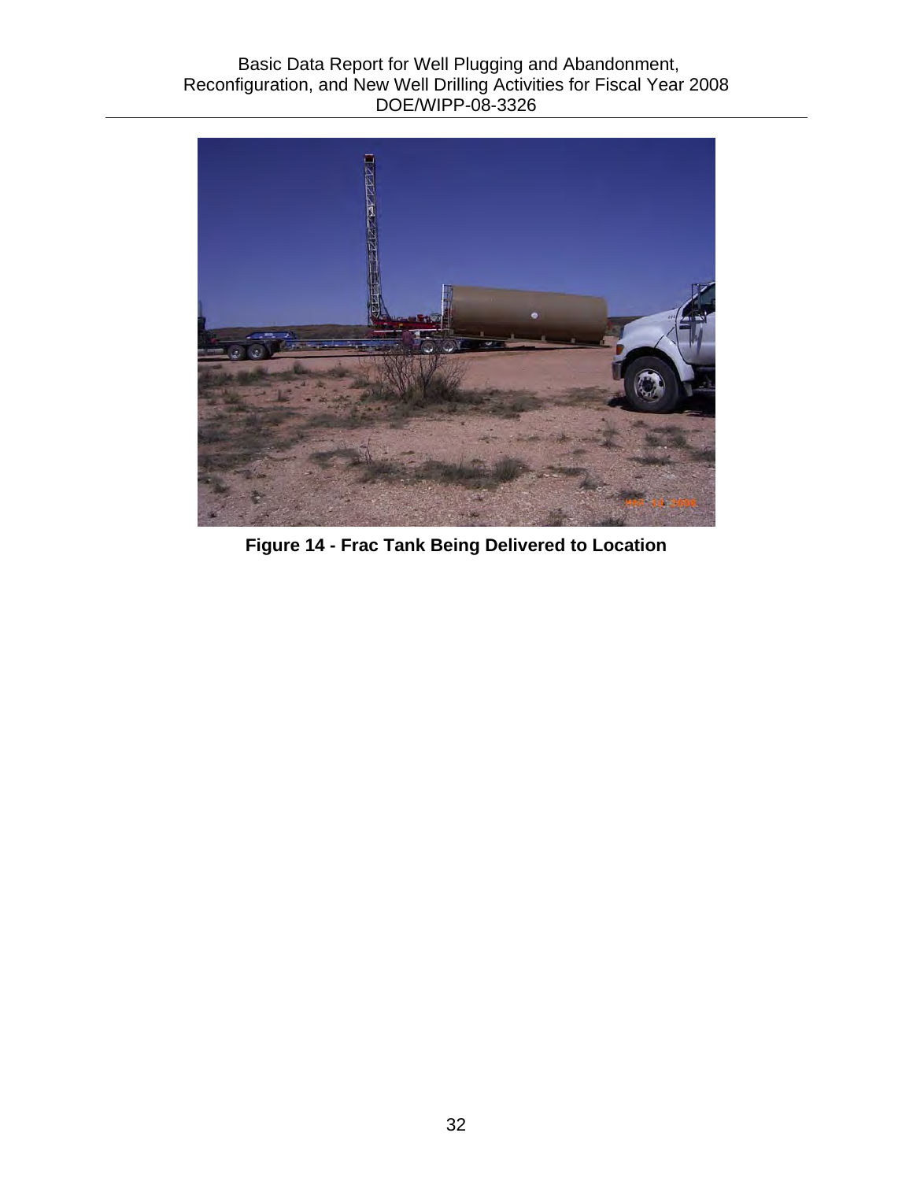Figure 14 - Frac Tank Being Delivered to Location